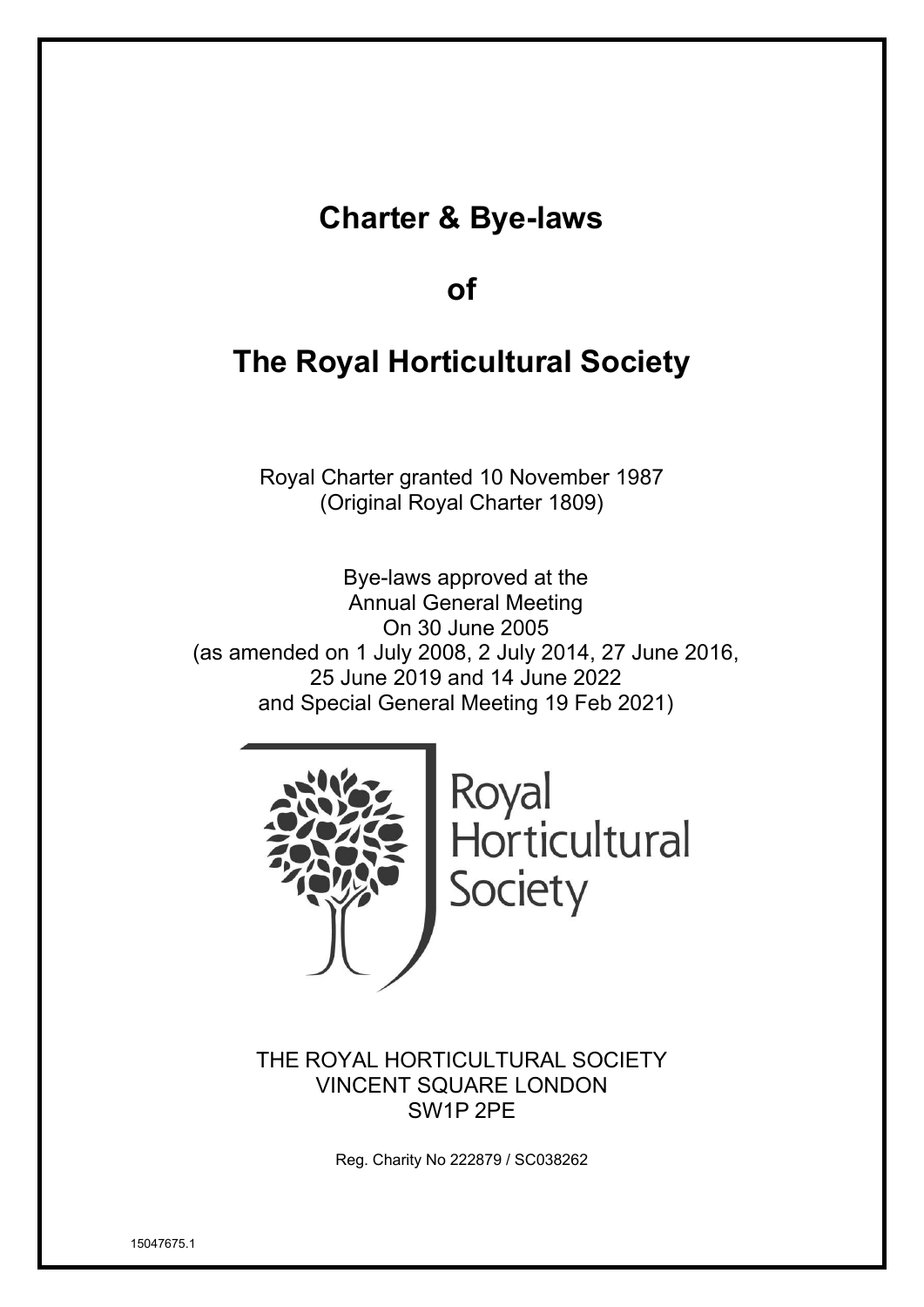# Charter & Bye-laws

# of

# The Royal Horticultural Society

Royal Charter granted 10 November 1987
(Original Royal Charter 1809)

Bye-laws approved at the
Annual General Meeting
On 30 June 2005
(as amended on 1 July 2008, 2 July 2014, 27 June 2016,
25 June 2019 and 14 June 2022
and Special General Meeting 19 Feb 2021)

Royal
Horticultural
Society

THE ROYAL HORTICULTURAL SOCIETY
VINCENT SQUARE LONDON
SW1P 2PE

Reg. Charity No 222879 / SC038262

15047675.1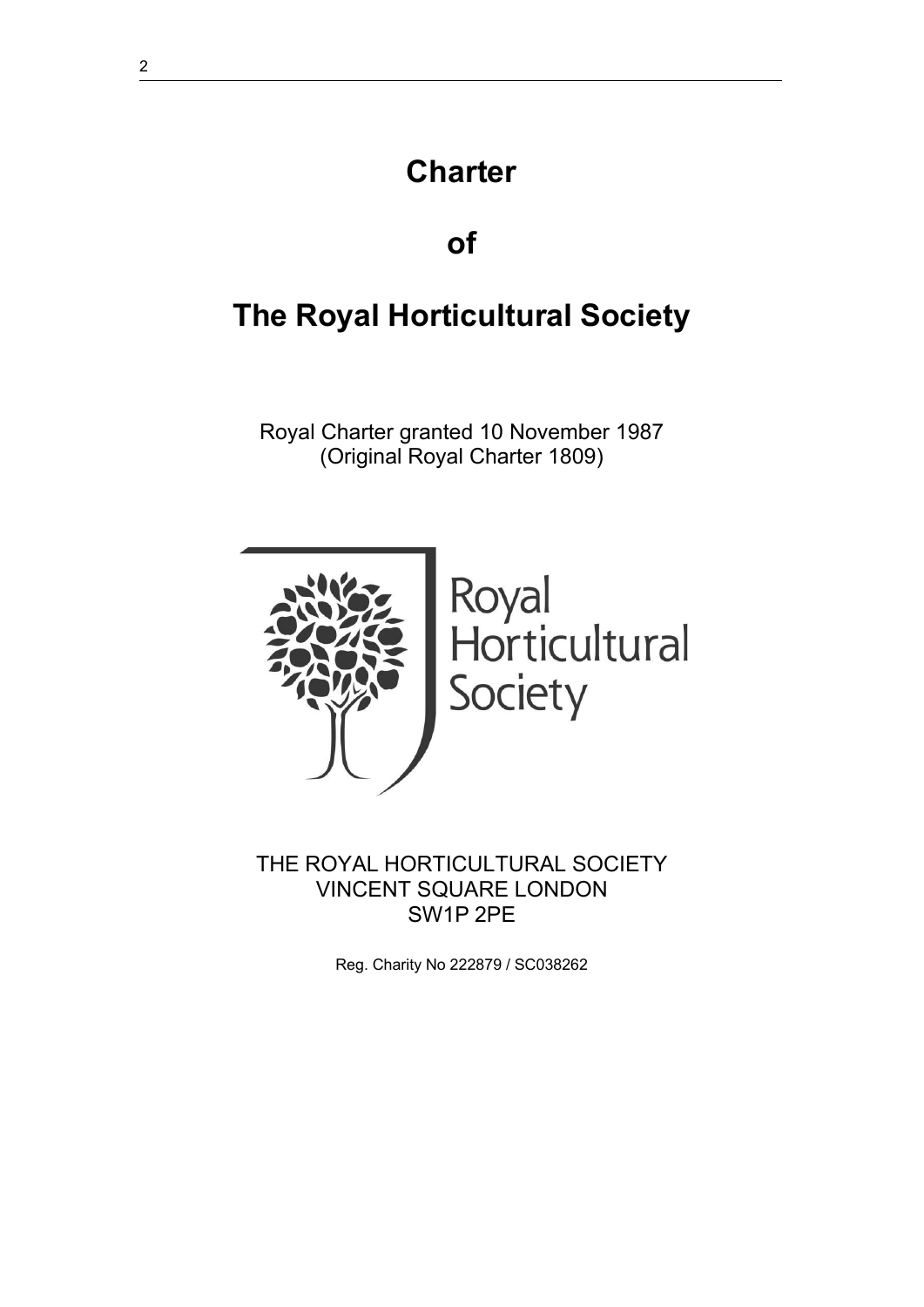# Charter

# of

# The Royal Horticultural Society

Royal Charter granted 10 November 1987
(Original Royal Charter 1809)

Royal Horticultural Society

THE ROYAL HORTICULTURAL SOCIETY
VINCENT SQUARE LONDON
SW1P 2PE

Reg. Charity No 222879 / SC038262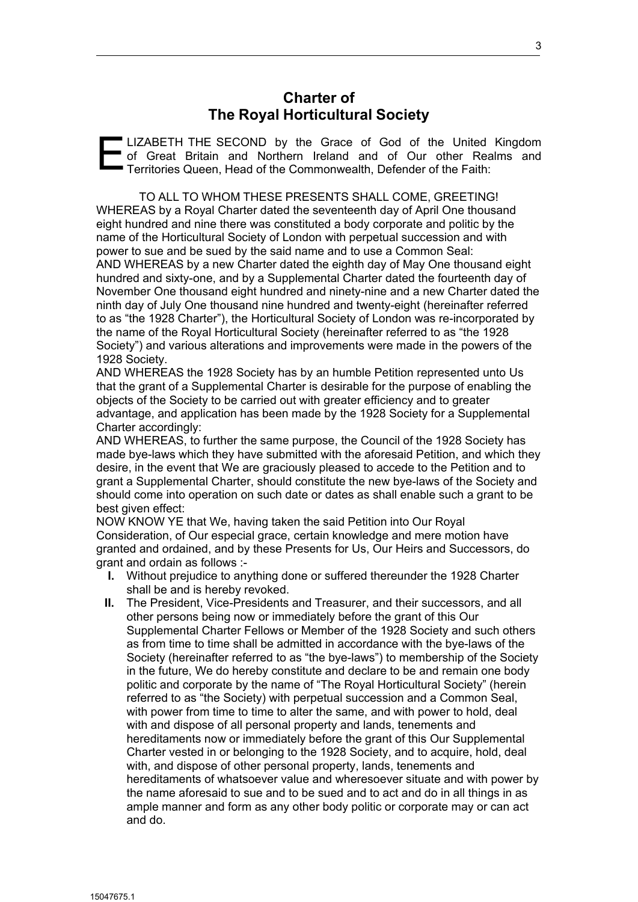# Charter of The Royal Horticultural Society

ELIZABETH THE SECOND by the Grace of God of the United Kingdom of Great Britain and Northern Ireland and of Our other Realms and Territories Queen, Head of the Commonwealth, Defender of the Faith:

TO ALL TO WHOM THESE PRESENTS SHALL COME, GREETING!

WHEREAS by a Royal Charter dated the seventeenth day of April One thousand eight hundred and nine there was constituted a body corporate and politic by the name of the Horticultural Society of London with perpetual succession and with power to sue and be sued by the said name and to use a Common Seal:

AND WHEREAS by a new Charter dated the eighth day of May One thousand eight hundred and sixty-one, and by a Supplemental Charter dated the fourteenth day of November One thousand eight hundred and ninety-nine and a new Charter dated the ninth day of July One thousand nine hundred and twenty-eight (hereinafter referred to as "the 1928 Charter"), the Horticultural Society of London was re-incorporated by the name of the Royal Horticultural Society (hereinafter referred to as "the 1928 Society") and various alterations and improvements were made in the powers of the 1928 Society.

AND WHEREAS the 1928 Society has by an humble Petition represented unto Us that the grant of a Supplemental Charter is desirable for the purpose of enabling the objects of the Society to be carried out with greater efficiency and to greater advantage, and application has been made by the 1928 Society for a Supplemental Charter accordingly:

AND WHEREAS, to further the same purpose, the Council of the 1928 Society has made bye-laws which they have submitted with the aforesaid Petition, and which they desire, in the event that We are graciously pleased to accede to the Petition and to grant a Supplemental Charter, should constitute the new bye-laws of the Society and should come into operation on such date or dates as shall enable such a grant to be best given effect:

NOW KNOW YE that We, having taken the said Petition into Our Royal Consideration, of Our especial grace, certain knowledge and mere motion have granted and ordained, and by these Presents for Us, Our Heirs and Successors, do grant and ordain as follows :-

**I.** Without prejudice to anything done or suffered thereunder the 1928 Charter shall be and is hereby revoked.

**II.** The President, Vice-Presidents and Treasurer, and their successors, and all other persons being now or immediately before the grant of this Our Supplemental Charter Fellows or Member of the 1928 Society and such others as from time to time shall be admitted in accordance with the bye-laws of the Society (hereinafter referred to as "the bye-laws") to membership of the Society in the future, We do hereby constitute and declare to be and remain one body politic and corporate by the name of "The Royal Horticultural Society" (herein referred to as "the Society) with perpetual succession and a Common Seal, with power from time to time to alter the same, and with power to hold, deal with and dispose of all personal property and lands, tenements and hereditaments now or immediately before the grant of this Our Supplemental Charter vested in or belonging to the 1928 Society, and to acquire, hold, deal with, and dispose of other personal property, lands, tenements and hereditaments of whatsoever value and wheresoever situate and with power by the name aforesaid to sue and to be sued and to act and do in all things in as ample manner and form as any other body politic or corporate may or can act and do.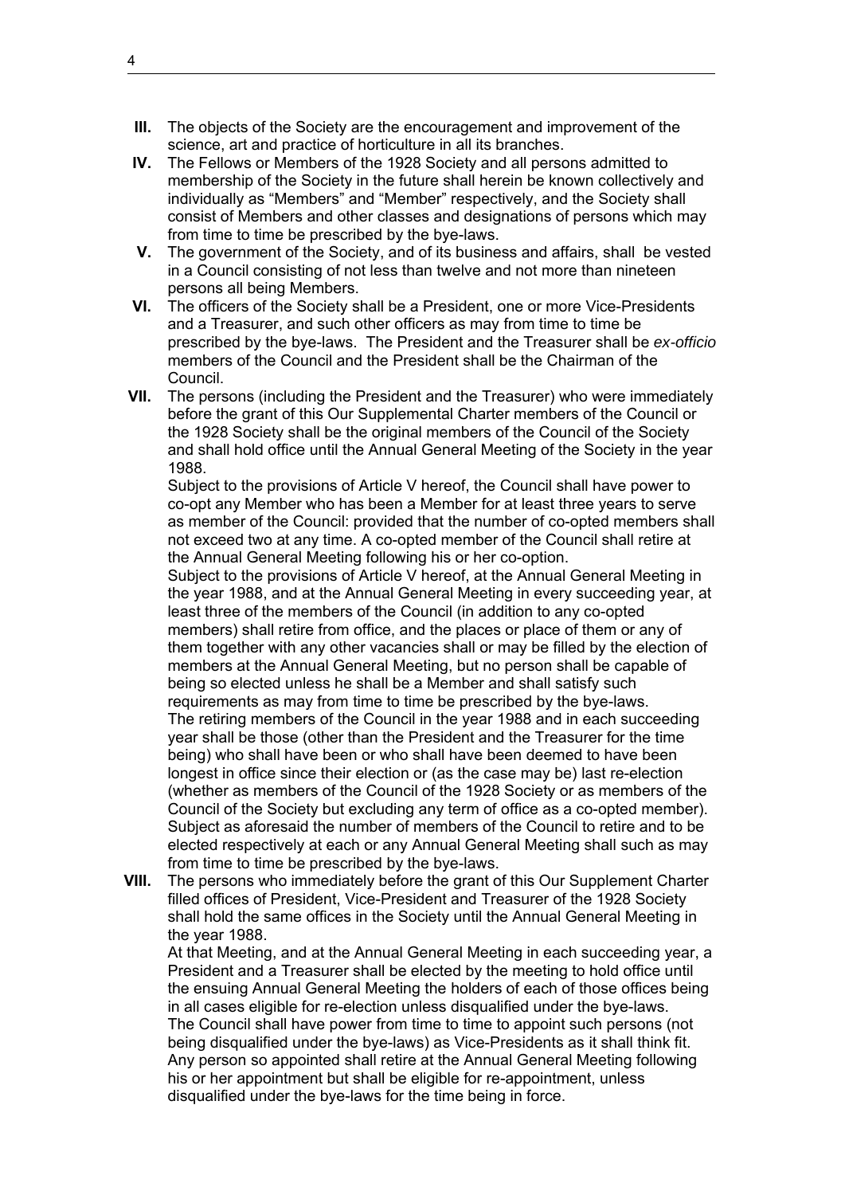**III.** The objects of the Society are the encouragement and improvement of the science, art and practice of horticulture in all its branches.

**IV.** The Fellows or Members of the 1928 Society and all persons admitted to membership of the Society in the future shall herein be known collectively and individually as "Members" and "Member" respectively, and the Society shall consist of Members and other classes and designations of persons which may from time to time be prescribed by the bye-laws.

**V.** The government of the Society, and of its business and affairs, shall be vested in a Council consisting of not less than twelve and not more than nineteen persons all being Members.

**VI.** The officers of the Society shall be a President, one or more Vice-Presidents and a Treasurer, and such other officers as may from time to time be prescribed by the bye-laws. The President and the Treasurer shall be *ex-officio* members of the Council and the President shall be the Chairman of the Council.

**VII.** The persons (including the President and the Treasurer) who were immediately before the grant of this Our Supplemental Charter members of the Council or the 1928 Society shall be the original members of the Council of the Society and shall hold office until the Annual General Meeting of the Society in the year 1988.

Subject to the provisions of Article V hereof, the Council shall have power to co-opt any Member who has been a Member for at least three years to serve as member of the Council: provided that the number of co-opted members shall not exceed two at any time. A co-opted member of the Council shall retire at the Annual General Meeting following his or her co-option.

Subject to the provisions of Article V hereof, at the Annual General Meeting in the year 1988, and at the Annual General Meeting in every succeeding year, at least three of the members of the Council (in addition to any co-opted members) shall retire from office, and the places or place of them or any of them together with any other vacancies shall or may be filled by the election of members at the Annual General Meeting, but no person shall be capable of being so elected unless he shall be a Member and shall satisfy such requirements as may from time to time be prescribed by the bye-laws.

The retiring members of the Council in the year 1988 and in each succeeding year shall be those (other than the President and the Treasurer for the time being) who shall have been or who shall have been deemed to have been longest in office since their election or (as the case may be) last re-election (whether as members of the Council of the 1928 Society or as members of the Council of the Society but excluding any term of office as a co-opted member). Subject as aforesaid the number of members of the Council to retire and to be elected respectively at each or any Annual General Meeting shall such as may from time to time be prescribed by the bye-laws.

**VIII.** The persons who immediately before the grant of this Our Supplement Charter filled offices of President, Vice-President and Treasurer of the 1928 Society shall hold the same offices in the Society until the Annual General Meeting in the year 1988.

At that Meeting, and at the Annual General Meeting in each succeeding year, a President and a Treasurer shall be elected by the meeting to hold office until the ensuing Annual General Meeting the holders of each of those offices being in all cases eligible for re-election unless disqualified under the bye-laws.

The Council shall have power from time to time to appoint such persons (not being disqualified under the bye-laws) as Vice-Presidents as it shall think fit. Any person so appointed shall retire at the Annual General Meeting following his or her appointment but shall be eligible for re-appointment, unless disqualified under the bye-laws for the time being in force.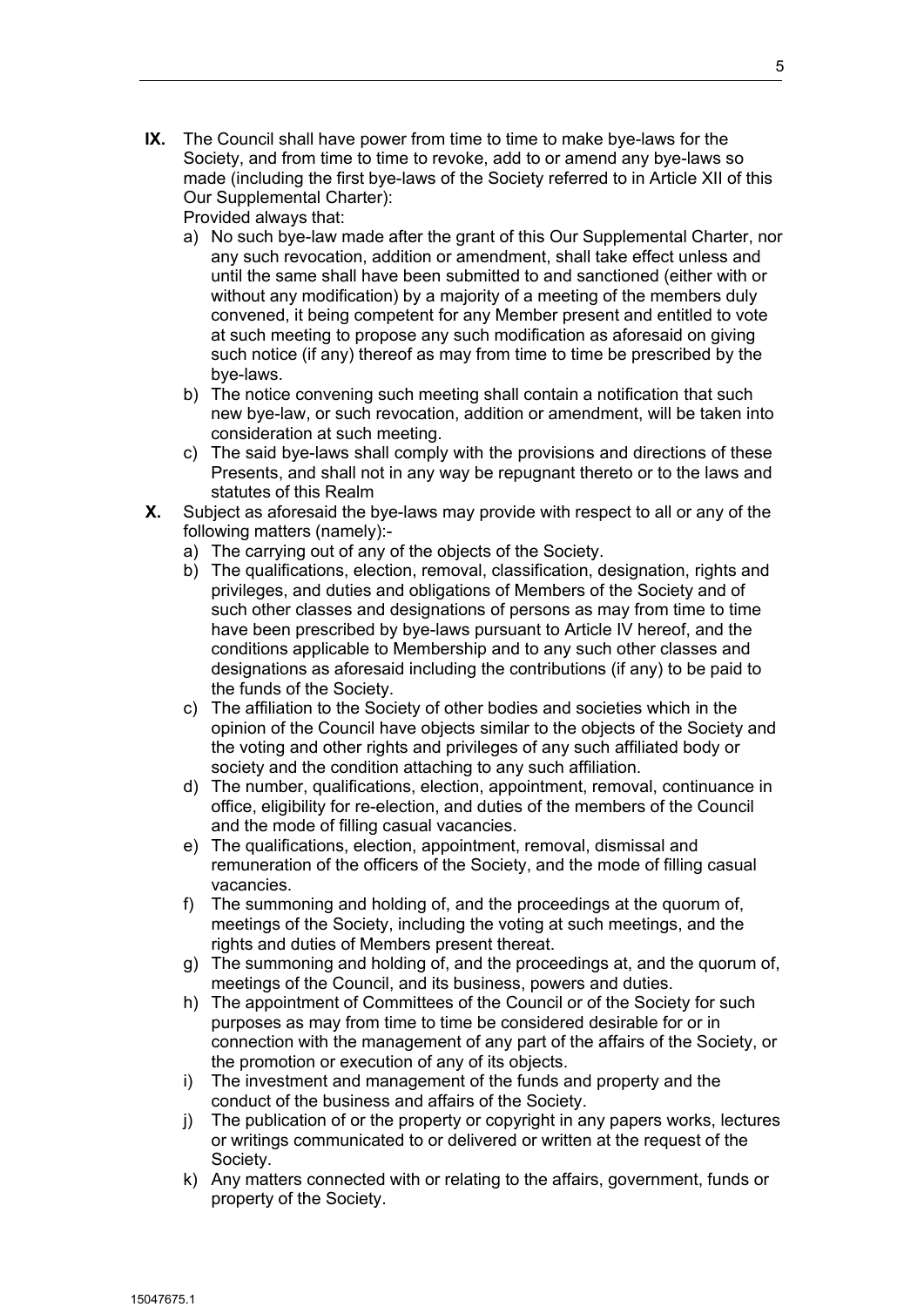**IX.** The Council shall have power from time to time to make bye-laws for the Society, and from time to time to revoke, add to or amend any bye-laws so made (including the first bye-laws of the Society referred to in Article XII of this Our Supplemental Charter):

Provided always that:

a) No such bye-law made after the grant of this Our Supplemental Charter, nor any such revocation, addition or amendment, shall take effect unless and until the same shall have been submitted to and sanctioned (either with or without any modification) by a majority of a meeting of the members duly convened, it being competent for any Member present and entitled to vote at such meeting to propose any such modification as aforesaid on giving such notice (if any) thereof as may from time to time be prescribed by the bye-laws.
b) The notice convening such meeting shall contain a notification that such new bye-law, or such revocation, addition or amendment, will be taken into consideration at such meeting.
c) The said bye-laws shall comply with the provisions and directions of these Presents, and shall not in any way be repugnant thereto or to the laws and statutes of this Realm

**X.** Subject as aforesaid the bye-laws may provide with respect to all or any of the following matters (namely):-

a) The carrying out of any of the objects of the Society.
b) The qualifications, election, removal, classification, designation, rights and privileges, and duties and obligations of Members of the Society and of such other classes and designations of persons as may from time to time have been prescribed by bye-laws pursuant to Article IV hereof, and the conditions applicable to Membership and to any such other classes and designations as aforesaid including the contributions (if any) to be paid to the funds of the Society.
c) The affiliation to the Society of other bodies and societies which in the opinion of the Council have objects similar to the objects of the Society and the voting and other rights and privileges of any such affiliated body or society and the condition attaching to any such affiliation.
d) The number, qualifications, election, appointment, removal, continuance in office, eligibility for re-election, and duties of the members of the Council and the mode of filling casual vacancies.
e) The qualifications, election, appointment, removal, dismissal and remuneration of the officers of the Society, and the mode of filling casual vacancies.
f) The summoning and holding of, and the proceedings at the quorum of, meetings of the Society, including the voting at such meetings, and the rights and duties of Members present thereat.
g) The summoning and holding of, and the proceedings at, and the quorum of, meetings of the Council, and its business, powers and duties.
h) The appointment of Committees of the Council or of the Society for such purposes as may from time to time be considered desirable for or in connection with the management of any part of the affairs of the Society, or the promotion or execution of any of its objects.
i) The investment and management of the funds and property and the conduct of the business and affairs of the Society.
j) The publication of or the property or copyright in any papers works, lectures or writings communicated to or delivered or written at the request of the Society.
k) Any matters connected with or relating to the affairs, government, funds or property of the Society.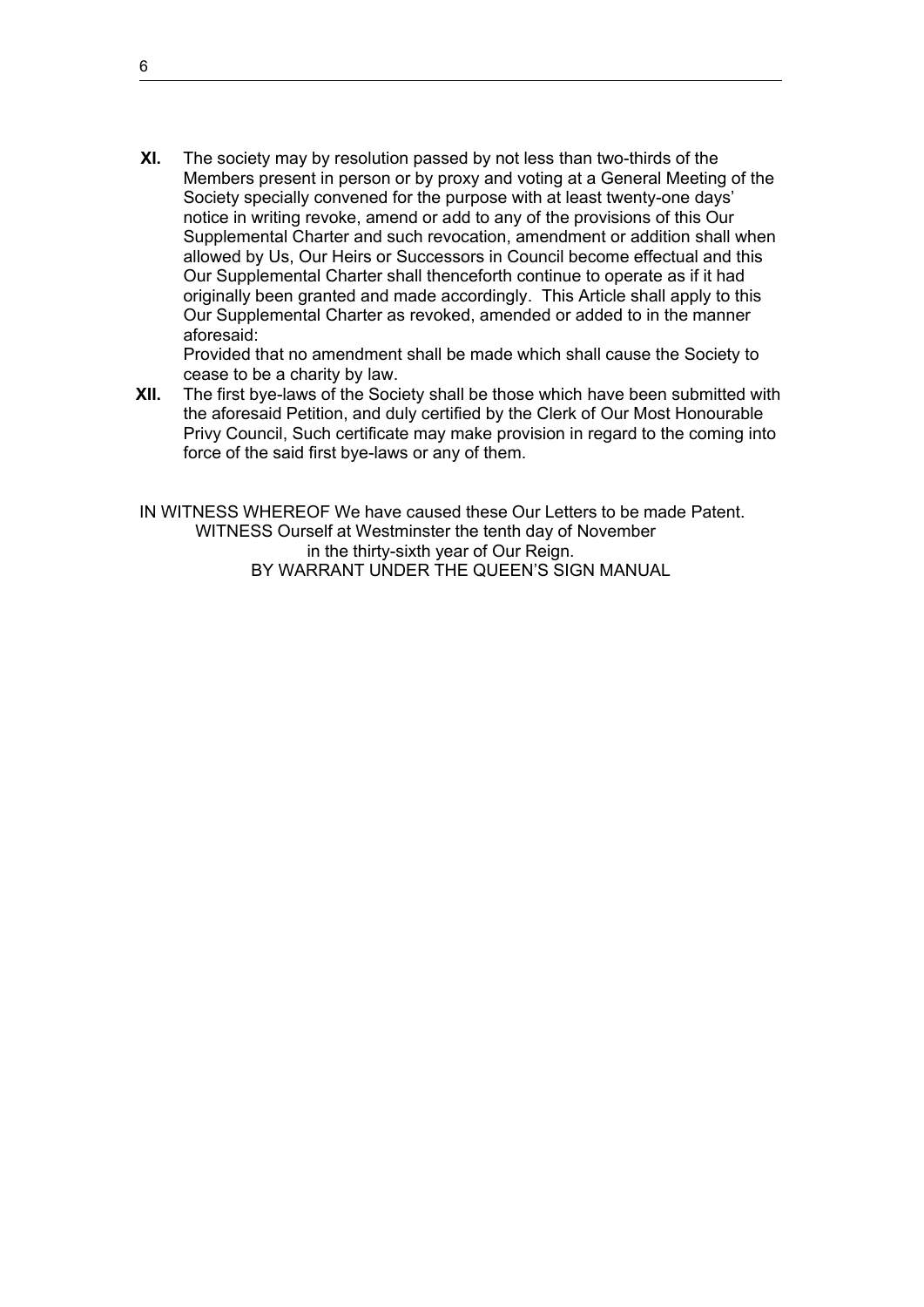**XI.** The society may by resolution passed by not less than two-thirds of the Members present in person or by proxy and voting at a General Meeting of the Society specially convened for the purpose with at least twenty-one days' notice in writing revoke, amend or add to any of the provisions of this Our Supplemental Charter and such revocation, amendment or addition shall when allowed by Us, Our Heirs or Successors in Council become effectual and this Our Supplemental Charter shall thenceforth continue to operate as if it had originally been granted and made accordingly. This Article shall apply to this Our Supplemental Charter as revoked, amended or added to in the manner aforesaid:

Provided that no amendment shall be made which shall cause the Society to cease to be a charity by law.

**XII.** The first bye-laws of the Society shall be those which have been submitted with the aforesaid Petition, and duly certified by the Clerk of Our Most Honourable Privy Council, Such certificate may make provision in regard to the coming into force of the said first bye-laws or any of them.

IN WITNESS WHEREOF We have caused these Our Letters to be made Patent.
WITNESS Ourself at Westminster the tenth day of November
in the thirty-sixth year of Our Reign.
BY WARRANT UNDER THE QUEEN'S SIGN MANUAL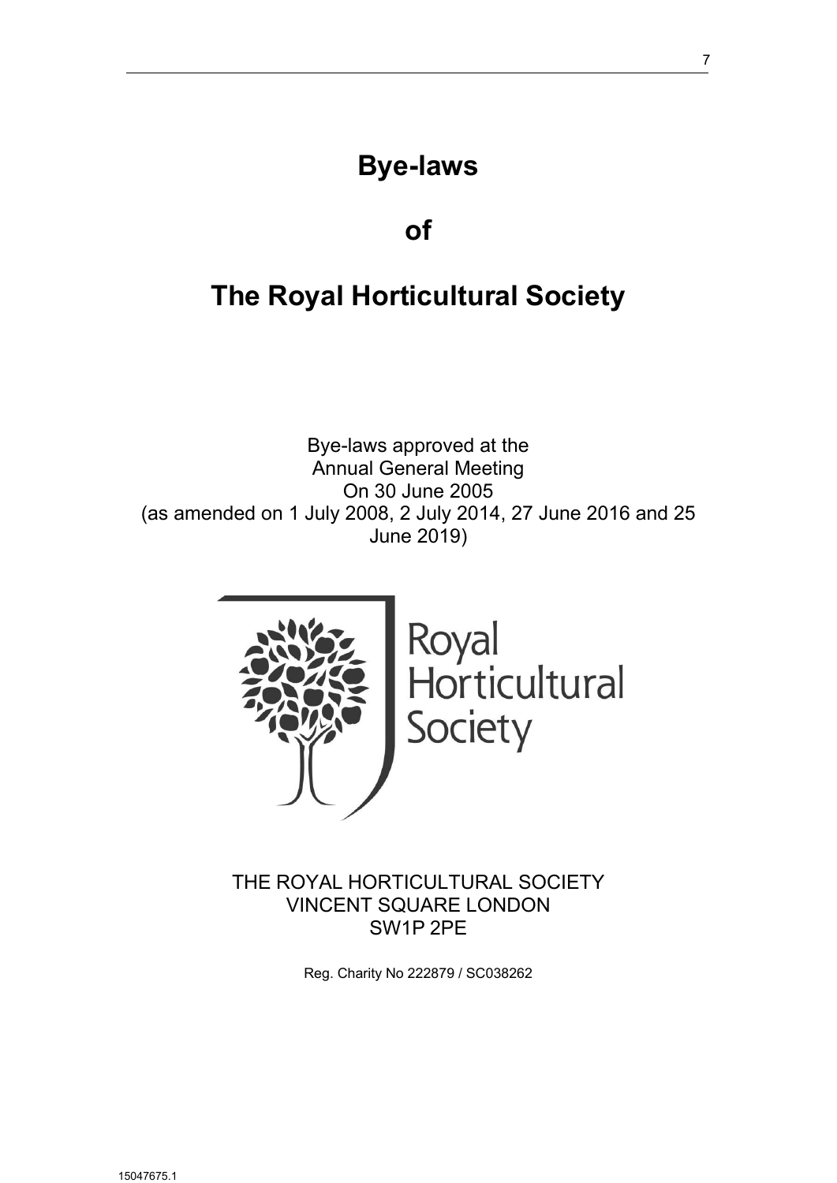# Bye-laws

# of

# The Royal Horticultural Society

Bye-laws approved at the
Annual General Meeting
On 30 June 2005
(as amended on 1 July 2008, 2 July 2014, 27 June 2016 and 25 June 2019)

Royal
Horticultural
Society

THE ROYAL HORTICULTURAL SOCIETY
VINCENT SQUARE LONDON
SW1P 2PE

Reg. Charity No 222879 / SC038262

15047675.1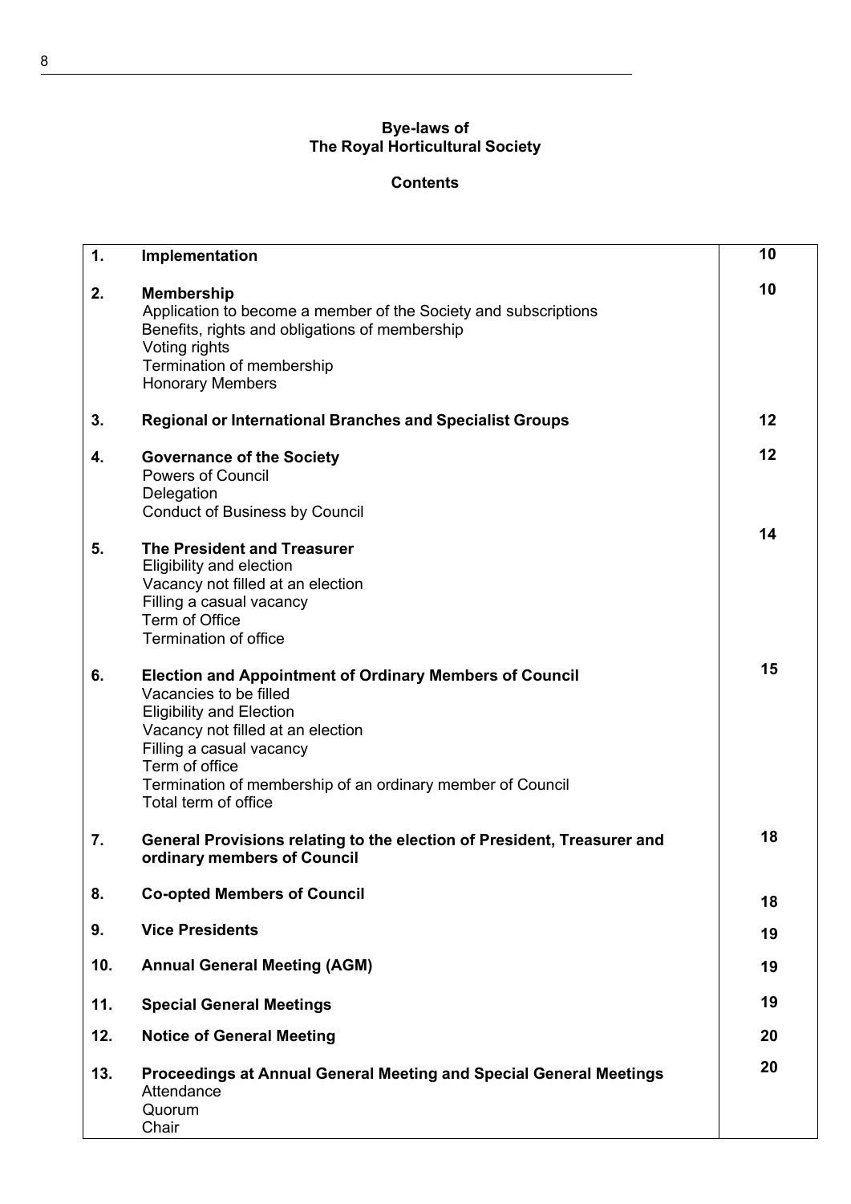**Bye-laws of**
**The Royal Horticultural Society**

**Contents**

| | | |
|---|---|---|
| **1.** | **Implementation** | **10** |
| **2.** | **Membership**<br>Application to become a member of the Society and subscriptions<br>Benefits, rights and obligations of membership<br>Voting rights<br>Termination of membership<br>Honorary Members | **10** |
| **3.** | **Regional or International Branches and Specialist Groups** | **12** |
| **4.** | **Governance of the Society**<br>Powers of Council<br>Delegation<br>Conduct of Business by Council | **12** |
| **5.** | **The President and Treasurer**<br>Eligibility and election<br>Vacancy not filled at an election<br>Filling a casual vacancy<br>Term of Office<br>Termination of office | **14** |
| **6.** | **Election and Appointment of Ordinary Members of Council**<br>Vacancies to be filled<br>Eligibility and Election<br>Vacancy not filled at an election<br>Filling a casual vacancy<br>Term of office<br>Termination of membership of an ordinary member of Council<br>Total term of office | **15** |
| **7.** | **General Provisions relating to the election of President, Treasurer and ordinary members of Council** | **18** |
| **8.** | **Co-opted Members of Council** | **18** |
| **9.** | **Vice Presidents** | **19** |
| **10.** | **Annual General Meeting (AGM)** | **19** |
| **11.** | **Special General Meetings** | **19** |
| **12.** | **Notice of General Meeting** | **20** |
| **13.** | **Proceedings at Annual General Meeting and Special General Meetings**<br>Attendance<br>Quorum<br>Chair | **20** |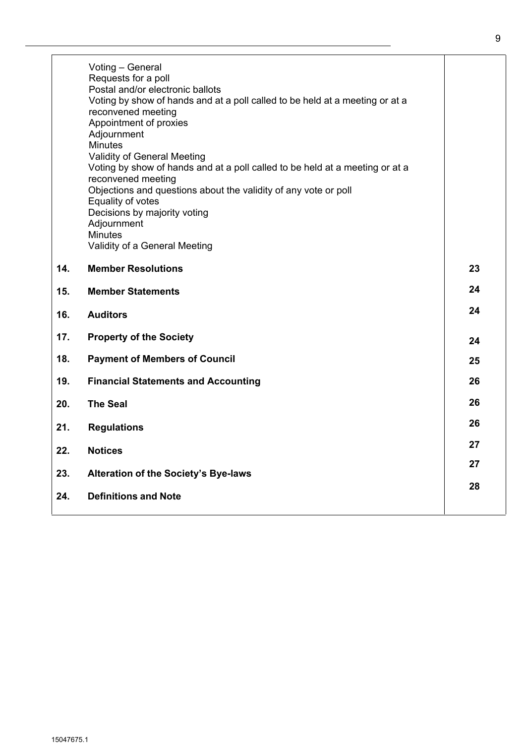| | | |
|---|---|---|
| | Voting – General<br>Requests for a poll<br>Postal and/or electronic ballots<br>Voting by show of hands and at a poll called to be held at a meeting or at a reconvened meeting<br>Appointment of proxies<br>Adjournment<br>Minutes<br>Validity of General Meeting<br>Voting by show of hands and at a poll called to be held at a meeting or at a reconvened meeting<br>Objections and questions about the validity of any vote or poll<br>Equality of votes<br>Decisions by majority voting<br>Adjournment<br>Minutes<br>Validity of a General Meeting | |
| **14.** | **Member Resolutions** | **23** |
| **15.** | **Member Statements** | **24** |
| **16.** | **Auditors** | **24** |
| **17.** | **Property of the Society** | **24** |
| **18.** | **Payment of Members of Council** | **25** |
| **19.** | **Financial Statements and Accounting** | **26** |
| **20.** | **The Seal** | **26** |
| **21.** | **Regulations** | **26** |
| **22.** | **Notices** | **27** |
| **23.** | **Alteration of the Society's Bye-laws** | **27** |
| **24.** | **Definitions and Note** | **28** |

15047675.1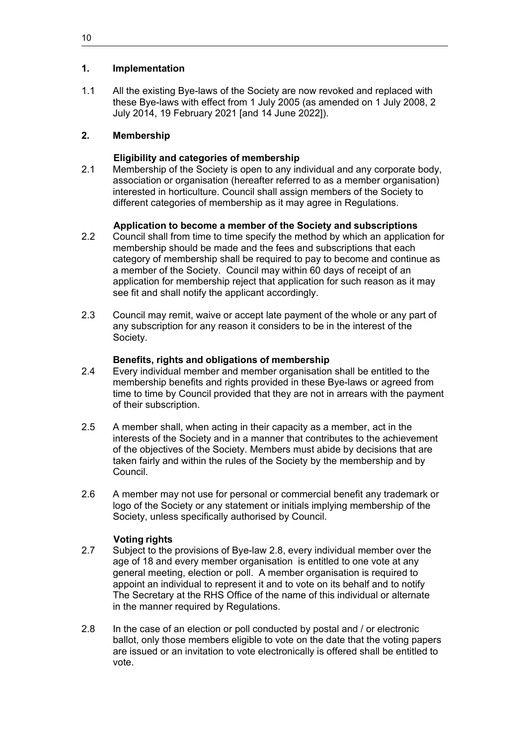## 1. Implementation

1.1 All the existing Bye-laws of the Society are now revoked and replaced with these Bye-laws with effect from 1 July 2005 (as amended on 1 July 2008, 2 July 2014, 19 February 2021 [and 14 June 2022]).

## 2. Membership

### Eligibility and categories of membership

2.1 Membership of the Society is open to any individual and any corporate body, association or organisation (hereafter referred to as a member organisation) interested in horticulture. Council shall assign members of the Society to different categories of membership as it may agree in Regulations.

### Application to become a member of the Society and subscriptions

2.2 Council shall from time to time specify the method by which an application for membership should be made and the fees and subscriptions that each category of membership shall be required to pay to become and continue as a member of the Society. Council may within 60 days of receipt of an application for membership reject that application for such reason as it may see fit and shall notify the applicant accordingly.

2.3 Council may remit, waive or accept late payment of the whole or any part of any subscription for any reason it considers to be in the interest of the Society.

### Benefits, rights and obligations of membership

2.4 Every individual member and member organisation shall be entitled to the membership benefits and rights provided in these Bye-laws or agreed from time to time by Council provided that they are not in arrears with the payment of their subscription.

2.5 A member shall, when acting in their capacity as a member, act in the interests of the Society and in a manner that contributes to the achievement of the objectives of the Society. Members must abide by decisions that are taken fairly and within the rules of the Society by the membership and by Council.

2.6 A member may not use for personal or commercial benefit any trademark or logo of the Society or any statement or initials implying membership of the Society, unless specifically authorised by Council.

### Voting rights

2.7 Subject to the provisions of Bye-law 2.8, every individual member over the age of 18 and every member organisation is entitled to one vote at any general meeting, election or poll. A member organisation is required to appoint an individual to represent it and to vote on its behalf and to notify The Secretary at the RHS Office of the name of this individual or alternate in the manner required by Regulations.

2.8 In the case of an election or poll conducted by postal and / or electronic ballot, only those members eligible to vote on the date that the voting papers are issued or an invitation to vote electronically is offered shall be entitled to vote.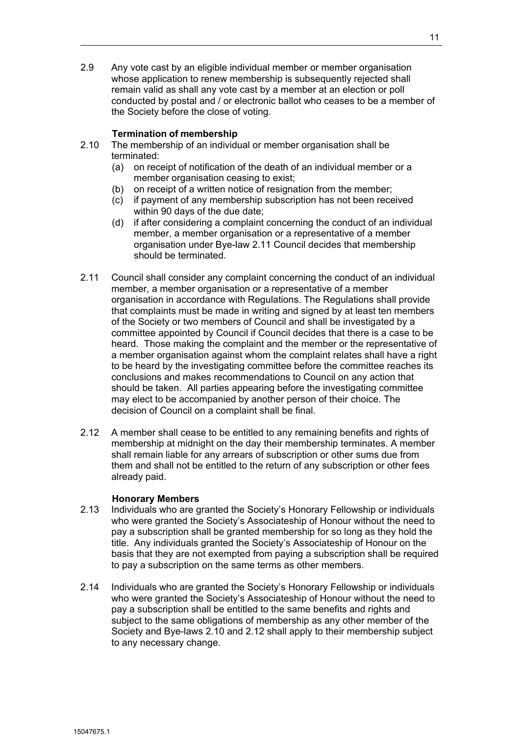2.9 Any vote cast by an eligible individual member or member organisation whose application to renew membership is subsequently rejected shall remain valid as shall any vote cast by a member at an election or poll conducted by postal and / or electronic ballot who ceases to be a member of the Society before the close of voting.

**Termination of membership**

2.10 The membership of an individual or member organisation shall be terminated:

(a) on receipt of notification of the death of an individual member or a member organisation ceasing to exist;

(b) on receipt of a written notice of resignation from the member;

(c) if payment of any membership subscription has not been received within 90 days of the due date;

(d) if after considering a complaint concerning the conduct of an individual member, a member organisation or a representative of a member organisation under Bye-law 2.11 Council decides that membership should be terminated.

2.11 Council shall consider any complaint concerning the conduct of an individual member, a member organisation or a representative of a member organisation in accordance with Regulations. The Regulations shall provide that complaints must be made in writing and signed by at least ten members of the Society or two members of Council and shall be investigated by a committee appointed by Council if Council decides that there is a case to be heard. Those making the complaint and the member or the representative of a member organisation against whom the complaint relates shall have a right to be heard by the investigating committee before the committee reaches its conclusions and makes recommendations to Council on any action that should be taken. All parties appearing before the investigating committee may elect to be accompanied by another person of their choice. The decision of Council on a complaint shall be final.

2.12 A member shall cease to be entitled to any remaining benefits and rights of membership at midnight on the day their membership terminates. A member shall remain liable for any arrears of subscription or other sums due from them and shall not be entitled to the return of any subscription or other fees already paid.

**Honorary Members**

2.13 Individuals who are granted the Society's Honorary Fellowship or individuals who were granted the Society's Associateship of Honour without the need to pay a subscription shall be granted membership for so long as they hold the title. Any individuals granted the Society's Associateship of Honour on the basis that they are not exempted from paying a subscription shall be required to pay a subscription on the same terms as other members.

2.14 Individuals who are granted the Society's Honorary Fellowship or individuals who were granted the Society's Associateship of Honour without the need to pay a subscription shall be entitled to the same benefits and rights and subject to the same obligations of membership as any other member of the Society and Bye-laws 2.10 and 2.12 shall apply to their membership subject to any necessary change.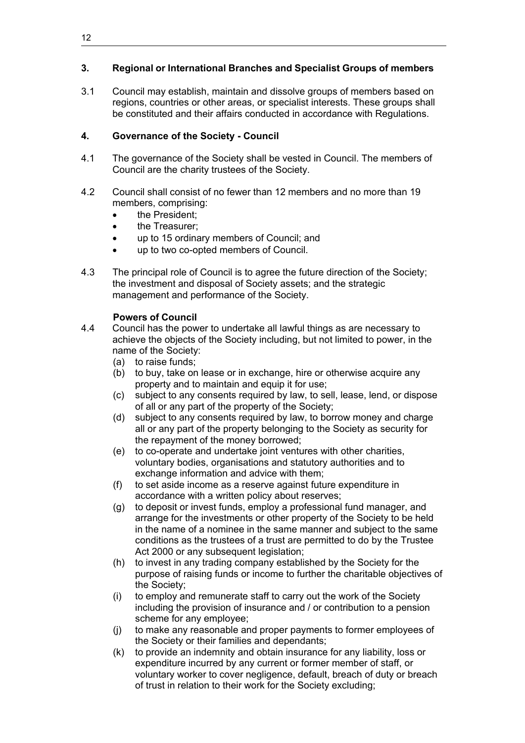## 3. Regional or International Branches and Specialist Groups of members

3.1 Council may establish, maintain and dissolve groups of members based on regions, countries or other areas, or specialist interests. These groups shall be constituted and their affairs conducted in accordance with Regulations.

## 4. Governance of the Society - Council

4.1 The governance of the Society shall be vested in Council. The members of Council are the charity trustees of the Society.

4.2 Council shall consist of no fewer than 12 members and no more than 19 members, comprising:

- the President;
- the Treasurer;
- up to 15 ordinary members of Council; and
- up to two co-opted members of Council.

4.3 The principal role of Council is to agree the future direction of the Society; the investment and disposal of Society assets; and the strategic management and performance of the Society.

**Powers of Council**

4.4 Council has the power to undertake all lawful things as are necessary to achieve the objects of the Society including, but not limited to power, in the name of the Society:

(a) to raise funds;
(b) to buy, take on lease or in exchange, hire or otherwise acquire any property and to maintain and equip it for use;
(c) subject to any consents required by law, to sell, lease, lend, or dispose of all or any part of the property of the Society;
(d) subject to any consents required by law, to borrow money and charge all or any part of the property belonging to the Society as security for the repayment of the money borrowed;
(e) to co-operate and undertake joint ventures with other charities, voluntary bodies, organisations and statutory authorities and to exchange information and advice with them;
(f) to set aside income as a reserve against future expenditure in accordance with a written policy about reserves;
(g) to deposit or invest funds, employ a professional fund manager, and arrange for the investments or other property of the Society to be held in the name of a nominee in the same manner and subject to the same conditions as the trustees of a trust are permitted to do by the Trustee Act 2000 or any subsequent legislation;
(h) to invest in any trading company established by the Society for the purpose of raising funds or income to further the charitable objectives of the Society;
(i) to employ and remunerate staff to carry out the work of the Society including the provision of insurance and / or contribution to a pension scheme for any employee;
(j) to make any reasonable and proper payments to former employees of the Society or their families and dependants;
(k) to provide an indemnity and obtain insurance for any liability, loss or expenditure incurred by any current or former member of staff, or voluntary worker to cover negligence, default, breach of duty or breach of trust in relation to their work for the Society excluding;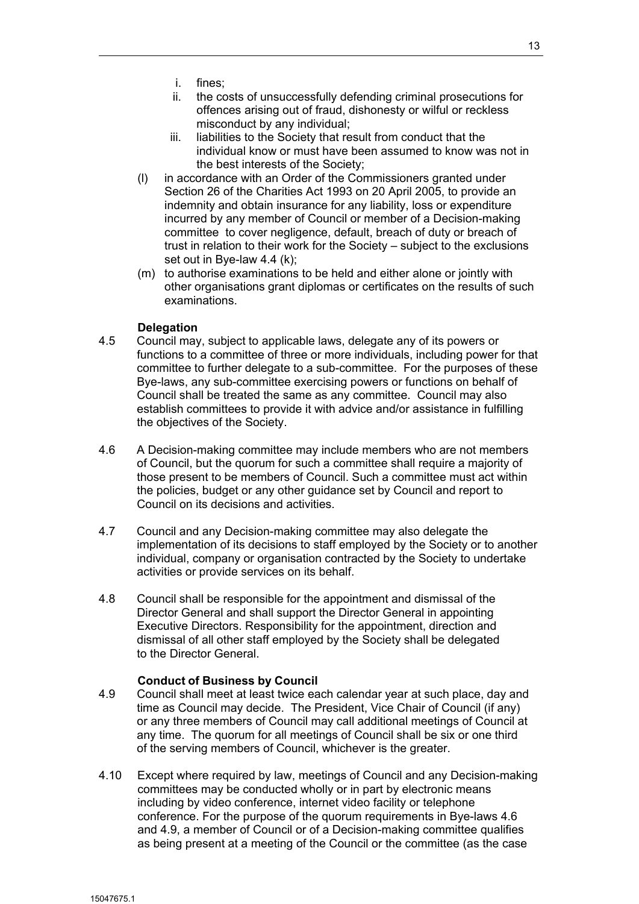i. fines;
   ii. the costs of unsuccessfully defending criminal prosecutions for offences arising out of fraud, dishonesty or wilful or reckless misconduct by any individual;
   iii. liabilities to the Society that result from conduct that the individual know or must have been assumed to know was not in the best interests of the Society;

(l) in accordance with an Order of the Commissioners granted under Section 26 of the Charities Act 1993 on 20 April 2005, to provide an indemnity and obtain insurance for any liability, loss or expenditure incurred by any member of Council or member of a Decision-making committee to cover negligence, default, breach of duty or breach of trust in relation to their work for the Society – subject to the exclusions set out in Bye-law 4.4 (k);

(m) to authorise examinations to be held and either alone or jointly with other organisations grant diplomas or certificates on the results of such examinations.

**Delegation**

4.5 Council may, subject to applicable laws, delegate any of its powers or functions to a committee of three or more individuals, including power for that committee to further delegate to a sub-committee. For the purposes of these Bye-laws, any sub-committee exercising powers or functions on behalf of Council shall be treated the same as any committee. Council may also establish committees to provide it with advice and/or assistance in fulfilling the objectives of the Society.

4.6 A Decision-making committee may include members who are not members of Council, but the quorum for such a committee shall require a majority of those present to be members of Council. Such a committee must act within the policies, budget or any other guidance set by Council and report to Council on its decisions and activities.

4.7 Council and any Decision-making committee may also delegate the implementation of its decisions to staff employed by the Society or to another individual, company or organisation contracted by the Society to undertake activities or provide services on its behalf.

4.8 Council shall be responsible for the appointment and dismissal of the Director General and shall support the Director General in appointing Executive Directors. Responsibility for the appointment, direction and dismissal of all other staff employed by the Society shall be delegated to the Director General.

**Conduct of Business by Council**

4.9 Council shall meet at least twice each calendar year at such place, day and time as Council may decide. The President, Vice Chair of Council (if any) or any three members of Council may call additional meetings of Council at any time. The quorum for all meetings of Council shall be six or one third of the serving members of Council, whichever is the greater.

4.10 Except where required by law, meetings of Council and any Decision-making committees may be conducted wholly or in part by electronic means including by video conference, internet video facility or telephone conference. For the purpose of the quorum requirements in Bye-laws 4.6 and 4.9, a member of Council or of a Decision-making committee qualifies as being present at a meeting of the Council or the committee (as the case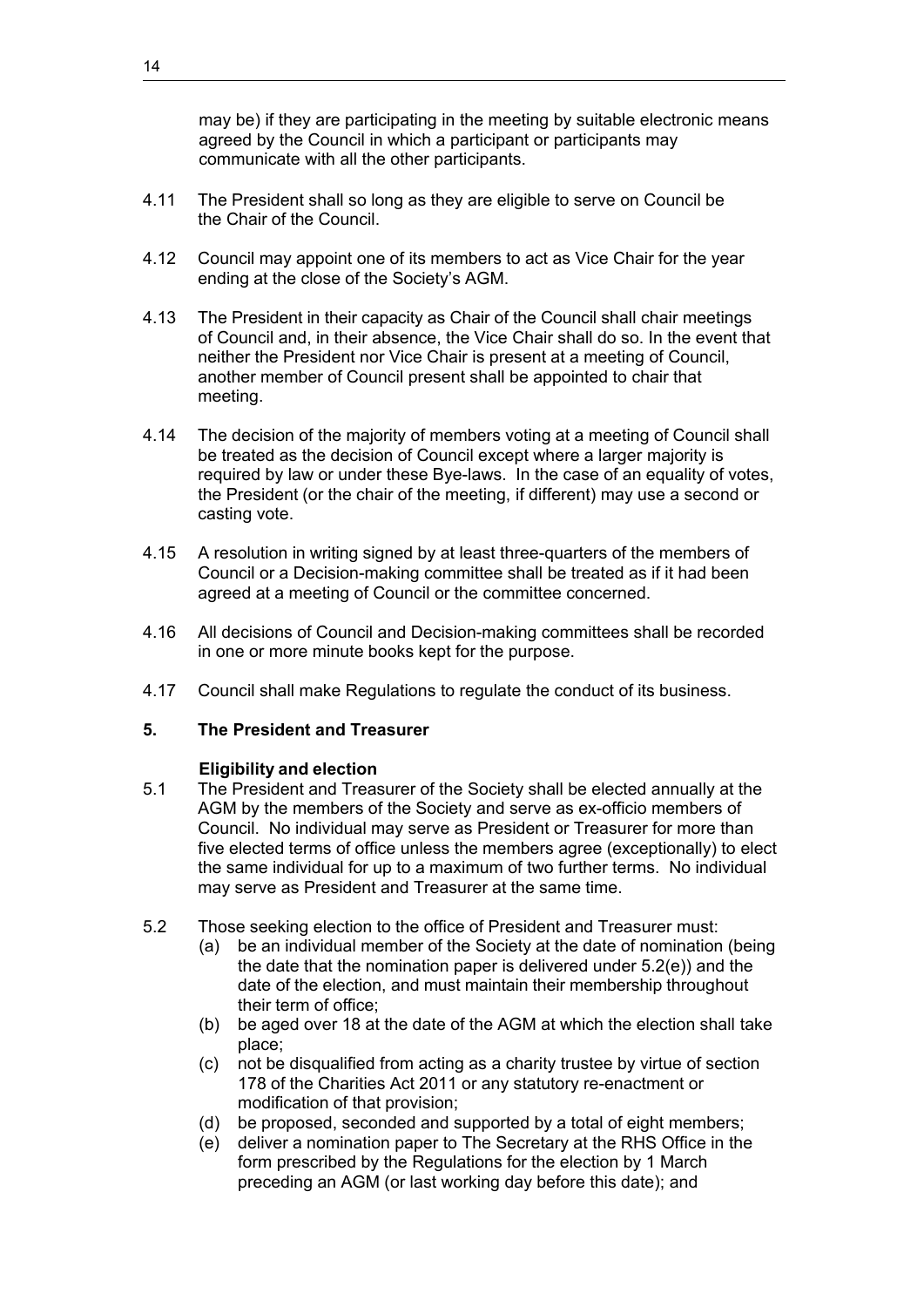may be) if they are participating in the meeting by suitable electronic means agreed by the Council in which a participant or participants may communicate with all the other participants.

4.11 The President shall so long as they are eligible to serve on Council be the Chair of the Council.

4.12 Council may appoint one of its members to act as Vice Chair for the year ending at the close of the Society's AGM.

4.13 The President in their capacity as Chair of the Council shall chair meetings of Council and, in their absence, the Vice Chair shall do so. In the event that neither the President nor Vice Chair is present at a meeting of Council, another member of Council present shall be appointed to chair that meeting.

4.14 The decision of the majority of members voting at a meeting of Council shall be treated as the decision of Council except where a larger majority is required by law or under these Bye-laws. In the case of an equality of votes, the President (or the chair of the meeting, if different) may use a second or casting vote.

4.15 A resolution in writing signed by at least three-quarters of the members of Council or a Decision-making committee shall be treated as if it had been agreed at a meeting of Council or the committee concerned.

4.16 All decisions of Council and Decision-making committees shall be recorded in one or more minute books kept for the purpose.

4.17 Council shall make Regulations to regulate the conduct of its business.

## 5. The President and Treasurer

**Eligibility and election**

5.1 The President and Treasurer of the Society shall be elected annually at the AGM by the members of the Society and serve as ex-officio members of Council. No individual may serve as President or Treasurer for more than five elected terms of office unless the members agree (exceptionally) to elect the same individual for up to a maximum of two further terms. No individual may serve as President and Treasurer at the same time.

5.2 Those seeking election to the office of President and Treasurer must:

(a) be an individual member of the Society at the date of nomination (being the date that the nomination paper is delivered under 5.2(e)) and the date of the election, and must maintain their membership throughout their term of office;

(b) be aged over 18 at the date of the AGM at which the election shall take place;

(c) not be disqualified from acting as a charity trustee by virtue of section 178 of the Charities Act 2011 or any statutory re-enactment or modification of that provision;

(d) be proposed, seconded and supported by a total of eight members;

(e) deliver a nomination paper to The Secretary at the RHS Office in the form prescribed by the Regulations for the election by 1 March preceding an AGM (or last working day before this date); and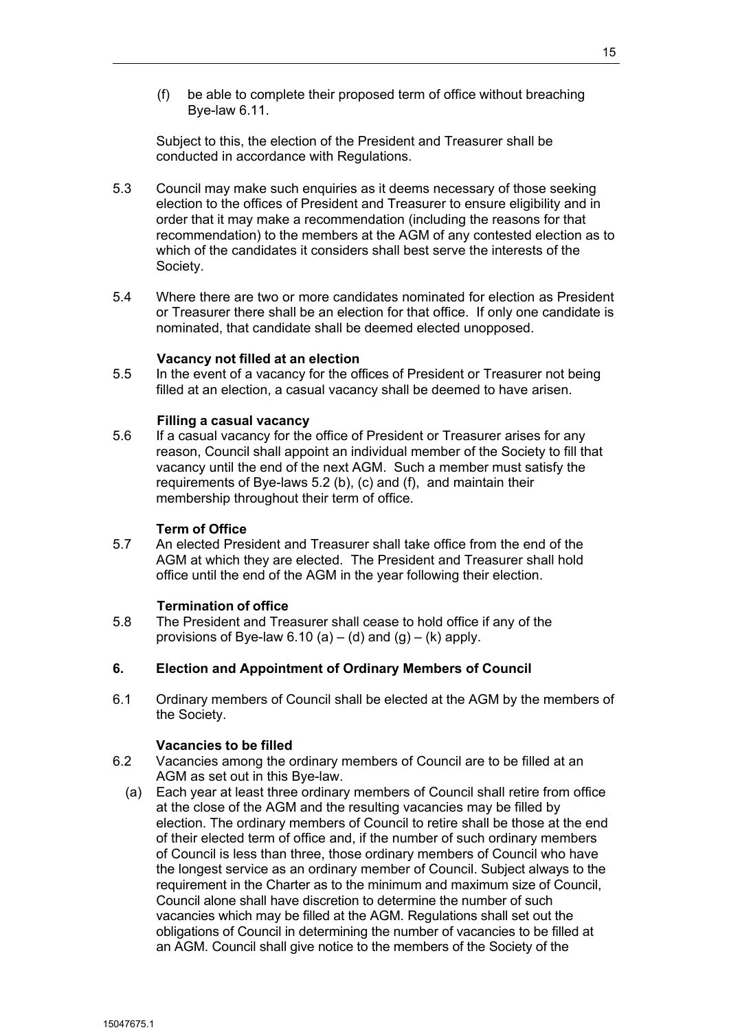(f) be able to complete their proposed term of office without breaching Bye-law 6.11.

Subject to this, the election of the President and Treasurer shall be conducted in accordance with Regulations.

5.3 Council may make such enquiries as it deems necessary of those seeking election to the offices of President and Treasurer to ensure eligibility and in order that it may make a recommendation (including the reasons for that recommendation) to the members at the AGM of any contested election as to which of the candidates it considers shall best serve the interests of the Society.

5.4 Where there are two or more candidates nominated for election as President or Treasurer there shall be an election for that office. If only one candidate is nominated, that candidate shall be deemed elected unopposed.

**Vacancy not filled at an election**

5.5 In the event of a vacancy for the offices of President or Treasurer not being filled at an election, a casual vacancy shall be deemed to have arisen.

**Filling a casual vacancy**

5.6 If a casual vacancy for the office of President or Treasurer arises for any reason, Council shall appoint an individual member of the Society to fill that vacancy until the end of the next AGM. Such a member must satisfy the requirements of Bye-laws 5.2 (b), (c) and (f), and maintain their membership throughout their term of office.

**Term of Office**

5.7 An elected President and Treasurer shall take office from the end of the AGM at which they are elected. The President and Treasurer shall hold office until the end of the AGM in the year following their election.

**Termination of office**

5.8 The President and Treasurer shall cease to hold office if any of the provisions of Bye-law 6.10 (a) – (d) and (g) – (k) apply.

## 6. Election and Appointment of Ordinary Members of Council

6.1 Ordinary members of Council shall be elected at the AGM by the members of the Society.

**Vacancies to be filled**

6.2 Vacancies among the ordinary members of Council are to be filled at an AGM as set out in this Bye-law.

(a) Each year at least three ordinary members of Council shall retire from office at the close of the AGM and the resulting vacancies may be filled by election. The ordinary members of Council to retire shall be those at the end of their elected term of office and, if the number of such ordinary members of Council is less than three, those ordinary members of Council who have the longest service as an ordinary member of Council. Subject always to the requirement in the Charter as to the minimum and maximum size of Council, Council alone shall have discretion to determine the number of such vacancies which may be filled at the AGM. Regulations shall set out the obligations of Council in determining the number of vacancies to be filled at an AGM. Council shall give notice to the members of the Society of the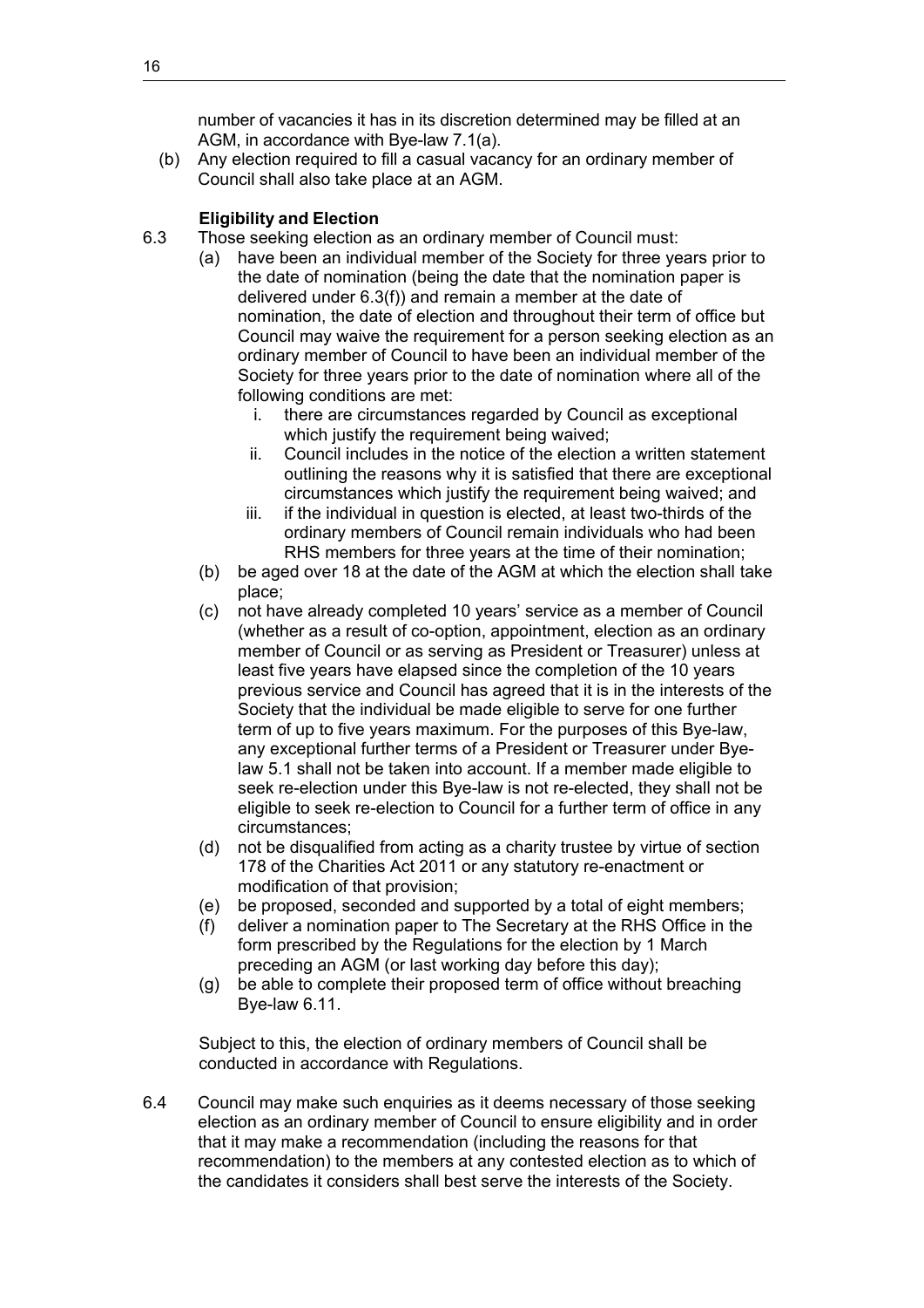number of vacancies it has in its discretion determined may be filled at an AGM, in accordance with Bye-law 7.1(a).

(b) Any election required to fill a casual vacancy for an ordinary member of Council shall also take place at an AGM.

**Eligibility and Election**

6.3 Those seeking election as an ordinary member of Council must:

(a) have been an individual member of the Society for three years prior to the date of nomination (being the date that the nomination paper is delivered under 6.3(f)) and remain a member at the date of nomination, the date of election and throughout their term of office but Council may waive the requirement for a person seeking election as an ordinary member of Council to have been an individual member of the Society for three years prior to the date of nomination where all of the following conditions are met:

   i. there are circumstances regarded by Council as exceptional which justify the requirement being waived;

   ii. Council includes in the notice of the election a written statement outlining the reasons why it is satisfied that there are exceptional circumstances which justify the requirement being waived; and

   iii. if the individual in question is elected, at least two-thirds of the ordinary members of Council remain individuals who had been RHS members for three years at the time of their nomination;

(b) be aged over 18 at the date of the AGM at which the election shall take place;

(c) not have already completed 10 years' service as a member of Council (whether as a result of co-option, appointment, election as an ordinary member of Council or as serving as President or Treasurer) unless at least five years have elapsed since the completion of the 10 years previous service and Council has agreed that it is in the interests of the Society that the individual be made eligible to serve for one further term of up to five years maximum. For the purposes of this Bye-law, any exceptional further terms of a President or Treasurer under Bye-law 5.1 shall not be taken into account. If a member made eligible to seek re-election under this Bye-law is not re-elected, they shall not be eligible to seek re-election to Council for a further term of office in any circumstances;

(d) not be disqualified from acting as a charity trustee by virtue of section 178 of the Charities Act 2011 or any statutory re-enactment or modification of that provision;

(e) be proposed, seconded and supported by a total of eight members;

(f) deliver a nomination paper to The Secretary at the RHS Office in the form prescribed by the Regulations for the election by 1 March preceding an AGM (or last working day before this day);

(g) be able to complete their proposed term of office without breaching Bye-law 6.11.

Subject to this, the election of ordinary members of Council shall be conducted in accordance with Regulations.

6.4 Council may make such enquiries as it deems necessary of those seeking election as an ordinary member of Council to ensure eligibility and in order that it may make a recommendation (including the reasons for that recommendation) to the members at any contested election as to which of the candidates it considers shall best serve the interests of the Society.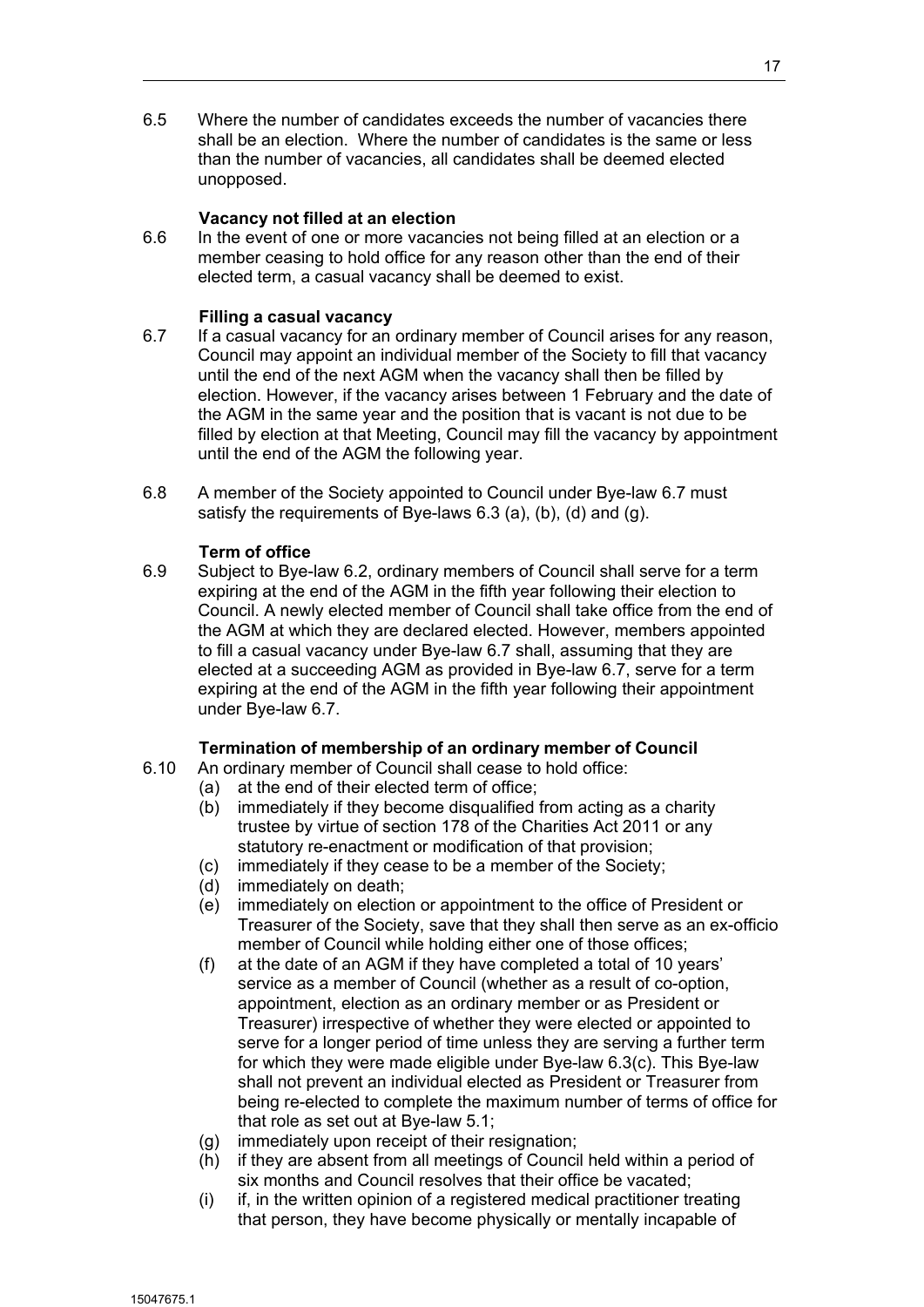6.5 Where the number of candidates exceeds the number of vacancies there shall be an election. Where the number of candidates is the same or less than the number of vacancies, all candidates shall be deemed elected unopposed.

**Vacancy not filled at an election**

6.6 In the event of one or more vacancies not being filled at an election or a member ceasing to hold office for any reason other than the end of their elected term, a casual vacancy shall be deemed to exist.

**Filling a casual vacancy**

6.7 If a casual vacancy for an ordinary member of Council arises for any reason, Council may appoint an individual member of the Society to fill that vacancy until the end of the next AGM when the vacancy shall then be filled by election. However, if the vacancy arises between 1 February and the date of the AGM in the same year and the position that is vacant is not due to be filled by election at that Meeting, Council may fill the vacancy by appointment until the end of the AGM the following year.

6.8 A member of the Society appointed to Council under Bye-law 6.7 must satisfy the requirements of Bye-laws 6.3 (a), (b), (d) and (g).

**Term of office**

6.9 Subject to Bye-law 6.2, ordinary members of Council shall serve for a term expiring at the end of the AGM in the fifth year following their election to Council. A newly elected member of Council shall take office from the end of the AGM at which they are declared elected. However, members appointed to fill a casual vacancy under Bye-law 6.7 shall, assuming that they are elected at a succeeding AGM as provided in Bye-law 6.7, serve for a term expiring at the end of the AGM in the fifth year following their appointment under Bye-law 6.7.

**Termination of membership of an ordinary member of Council**

6.10 An ordinary member of Council shall cease to hold office:

- (a) at the end of their elected term of office;
- (b) immediately if they become disqualified from acting as a charity trustee by virtue of section 178 of the Charities Act 2011 or any statutory re-enactment or modification of that provision;
- (c) immediately if they cease to be a member of the Society;
- (d) immediately on death;
- (e) immediately on election or appointment to the office of President or Treasurer of the Society, save that they shall then serve as an ex-officio member of Council while holding either one of those offices;
- (f) at the date of an AGM if they have completed a total of 10 years' service as a member of Council (whether as a result of co-option, appointment, election as an ordinary member or as President or Treasurer) irrespective of whether they were elected or appointed to serve for a longer period of time unless they are serving a further term for which they were made eligible under Bye-law 6.3(c). This Bye-law shall not prevent an individual elected as President or Treasurer from being re-elected to complete the maximum number of terms of office for that role as set out at Bye-law 5.1;
- (g) immediately upon receipt of their resignation;
- (h) if they are absent from all meetings of Council held within a period of six months and Council resolves that their office be vacated;
- (i) if, in the written opinion of a registered medical practitioner treating that person, they have become physically or mentally incapable of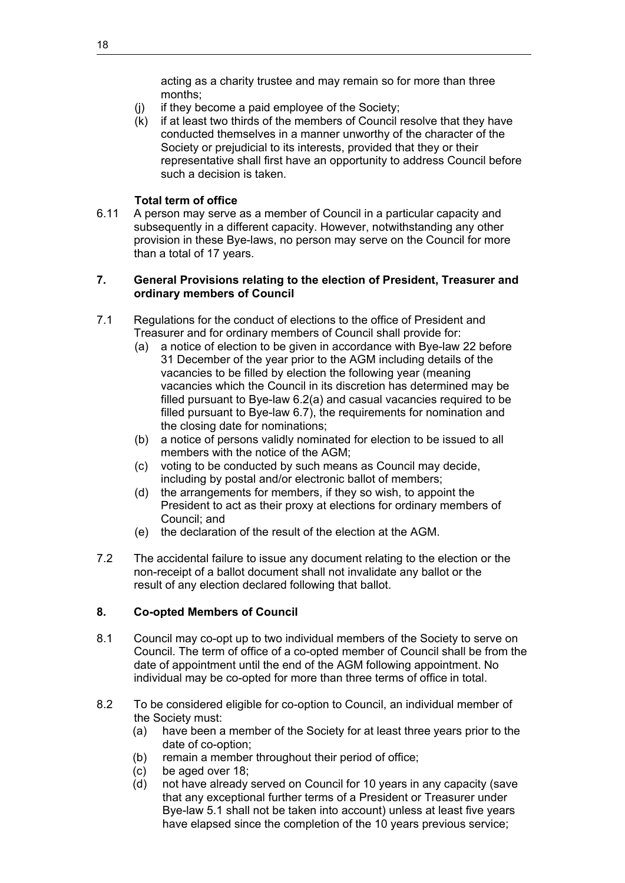acting as a charity trustee and may remain so for more than three months;

(j) if they become a paid employee of the Society;

(k) if at least two thirds of the members of Council resolve that they have conducted themselves in a manner unworthy of the character of the Society or prejudicial to its interests, provided that they or their representative shall first have an opportunity to address Council before such a decision is taken.

**Total term of office**

6.11 A person may serve as a member of Council in a particular capacity and subsequently in a different capacity. However, notwithstanding any other provision in these Bye-laws, no person may serve on the Council for more than a total of 17 years.

## 7. General Provisions relating to the election of President, Treasurer and ordinary members of Council

7.1 Regulations for the conduct of elections to the office of President and Treasurer and for ordinary members of Council shall provide for:

(a) a notice of election to be given in accordance with Bye-law 22 before 31 December of the year prior to the AGM including details of the vacancies to be filled by election the following year (meaning vacancies which the Council in its discretion has determined may be filled pursuant to Bye-law 6.2(a) and casual vacancies required to be filled pursuant to Bye-law 6.7), the requirements for nomination and the closing date for nominations;

(b) a notice of persons validly nominated for election to be issued to all members with the notice of the AGM;

(c) voting to be conducted by such means as Council may decide, including by postal and/or electronic ballot of members;

(d) the arrangements for members, if they so wish, to appoint the President to act as their proxy at elections for ordinary members of Council; and

(e) the declaration of the result of the election at the AGM.

7.2 The accidental failure to issue any document relating to the election or the non-receipt of a ballot document shall not invalidate any ballot or the result of any election declared following that ballot.

## 8. Co-opted Members of Council

8.1 Council may co-opt up to two individual members of the Society to serve on Council. The term of office of a co-opted member of Council shall be from the date of appointment until the end of the AGM following appointment. No individual may be co-opted for more than three terms of office in total.

8.2 To be considered eligible for co-option to Council, an individual member of the Society must:

(a) have been a member of the Society for at least three years prior to the date of co-option;

(b) remain a member throughout their period of office;

(c) be aged over 18;

(d) not have already served on Council for 10 years in any capacity (save that any exceptional further terms of a President or Treasurer under Bye-law 5.1 shall not be taken into account) unless at least five years have elapsed since the completion of the 10 years previous service;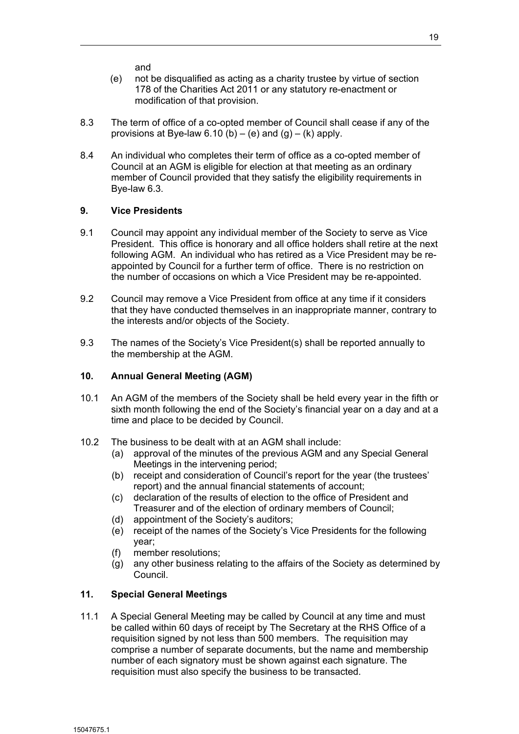and

(e) not be disqualified as acting as a charity trustee by virtue of section 178 of the Charities Act 2011 or any statutory re-enactment or modification of that provision.

8.3 The term of office of a co-opted member of Council shall cease if any of the provisions at Bye-law 6.10 (b) – (e) and (g) – (k) apply.

8.4 An individual who completes their term of office as a co-opted member of Council at an AGM is eligible for election at that meeting as an ordinary member of Council provided that they satisfy the eligibility requirements in Bye-law 6.3.

## 9. Vice Presidents

9.1 Council may appoint any individual member of the Society to serve as Vice President. This office is honorary and all office holders shall retire at the next following AGM. An individual who has retired as a Vice President may be re-appointed by Council for a further term of office. There is no restriction on the number of occasions on which a Vice President may be re-appointed.

9.2 Council may remove a Vice President from office at any time if it considers that they have conducted themselves in an inappropriate manner, contrary to the interests and/or objects of the Society.

9.3 The names of the Society's Vice President(s) shall be reported annually to the membership at the AGM.

## 10. Annual General Meeting (AGM)

10.1 An AGM of the members of the Society shall be held every year in the fifth or sixth month following the end of the Society's financial year on a day and at a time and place to be decided by Council.

10.2 The business to be dealt with at an AGM shall include:

(a) approval of the minutes of the previous AGM and any Special General Meetings in the intervening period;
(b) receipt and consideration of Council's report for the year (the trustees' report) and the annual financial statements of account;
(c) declaration of the results of election to the office of President and Treasurer and of the election of ordinary members of Council;
(d) appointment of the Society's auditors;
(e) receipt of the names of the Society's Vice Presidents for the following year;
(f) member resolutions;
(g) any other business relating to the affairs of the Society as determined by Council.

## 11. Special General Meetings

11.1 A Special General Meeting may be called by Council at any time and must be called within 60 days of receipt by The Secretary at the RHS Office of a requisition signed by not less than 500 members. The requisition may comprise a number of separate documents, but the name and membership number of each signatory must be shown against each signature. The requisition must also specify the business to be transacted.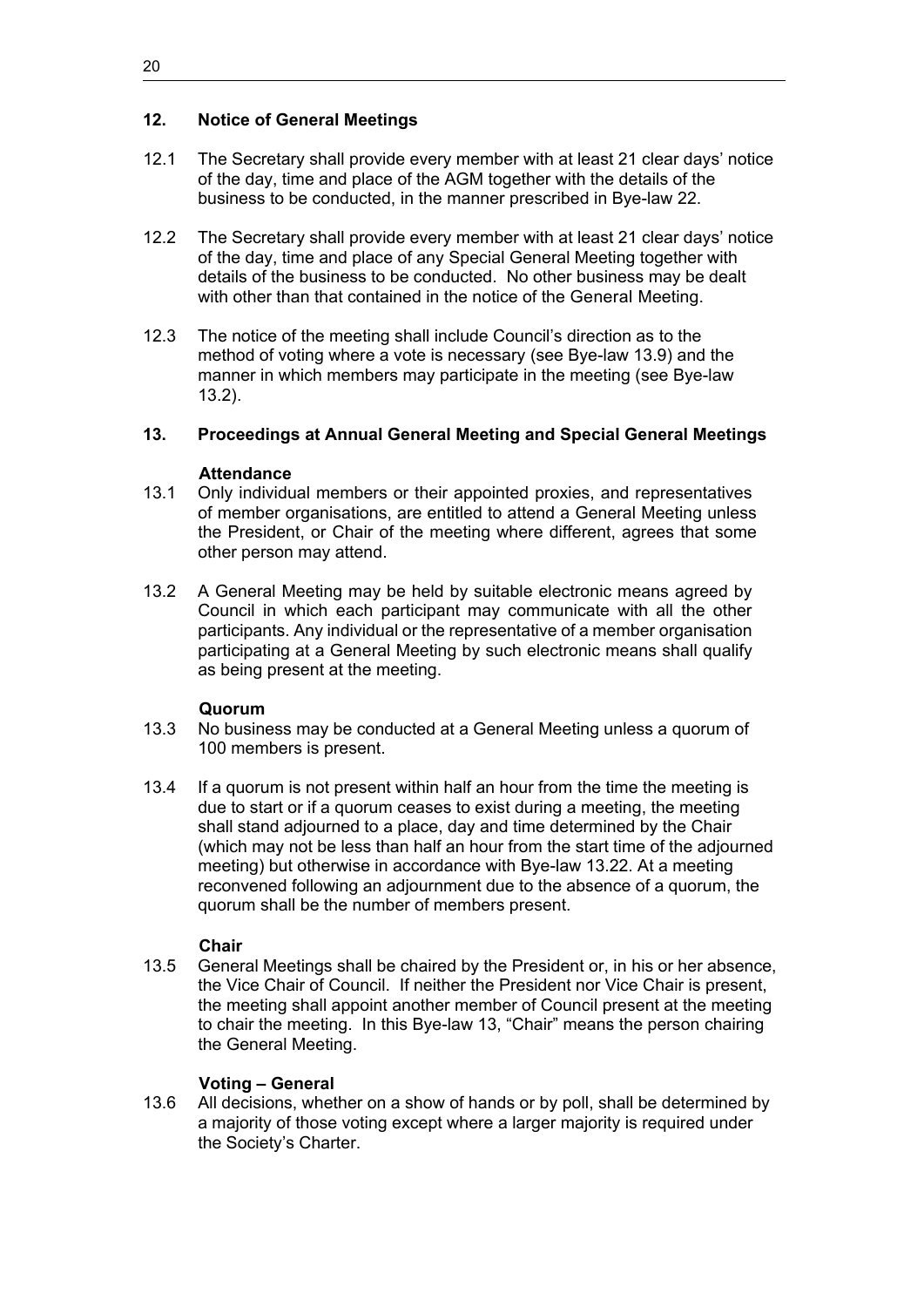## 12. Notice of General Meetings

12.1 The Secretary shall provide every member with at least 21 clear days' notice of the day, time and place of the AGM together with the details of the business to be conducted, in the manner prescribed in Bye-law 22.

12.2 The Secretary shall provide every member with at least 21 clear days' notice of the day, time and place of any Special General Meeting together with details of the business to be conducted. No other business may be dealt with other than that contained in the notice of the General Meeting.

12.3 The notice of the meeting shall include Council's direction as to the method of voting where a vote is necessary (see Bye-law 13.9) and the manner in which members may participate in the meeting (see Bye-law 13.2).

## 13. Proceedings at Annual General Meeting and Special General Meetings

### Attendance

13.1 Only individual members or their appointed proxies, and representatives of member organisations, are entitled to attend a General Meeting unless the President, or Chair of the meeting where different, agrees that some other person may attend.

13.2 A General Meeting may be held by suitable electronic means agreed by Council in which each participant may communicate with all the other participants. Any individual or the representative of a member organisation participating at a General Meeting by such electronic means shall qualify as being present at the meeting.

### Quorum

13.3 No business may be conducted at a General Meeting unless a quorum of 100 members is present.

13.4 If a quorum is not present within half an hour from the time the meeting is due to start or if a quorum ceases to exist during a meeting, the meeting shall stand adjourned to a place, day and time determined by the Chair (which may not be less than half an hour from the start time of the adjourned meeting) but otherwise in accordance with Bye-law 13.22. At a meeting reconvened following an adjournment due to the absence of a quorum, the quorum shall be the number of members present.

### Chair

13.5 General Meetings shall be chaired by the President or, in his or her absence, the Vice Chair of Council. If neither the President nor Vice Chair is present, the meeting shall appoint another member of Council present at the meeting to chair the meeting. In this Bye-law 13, "Chair" means the person chairing the General Meeting.

### Voting – General

13.6 All decisions, whether on a show of hands or by poll, shall be determined by a majority of those voting except where a larger majority is required under the Society's Charter.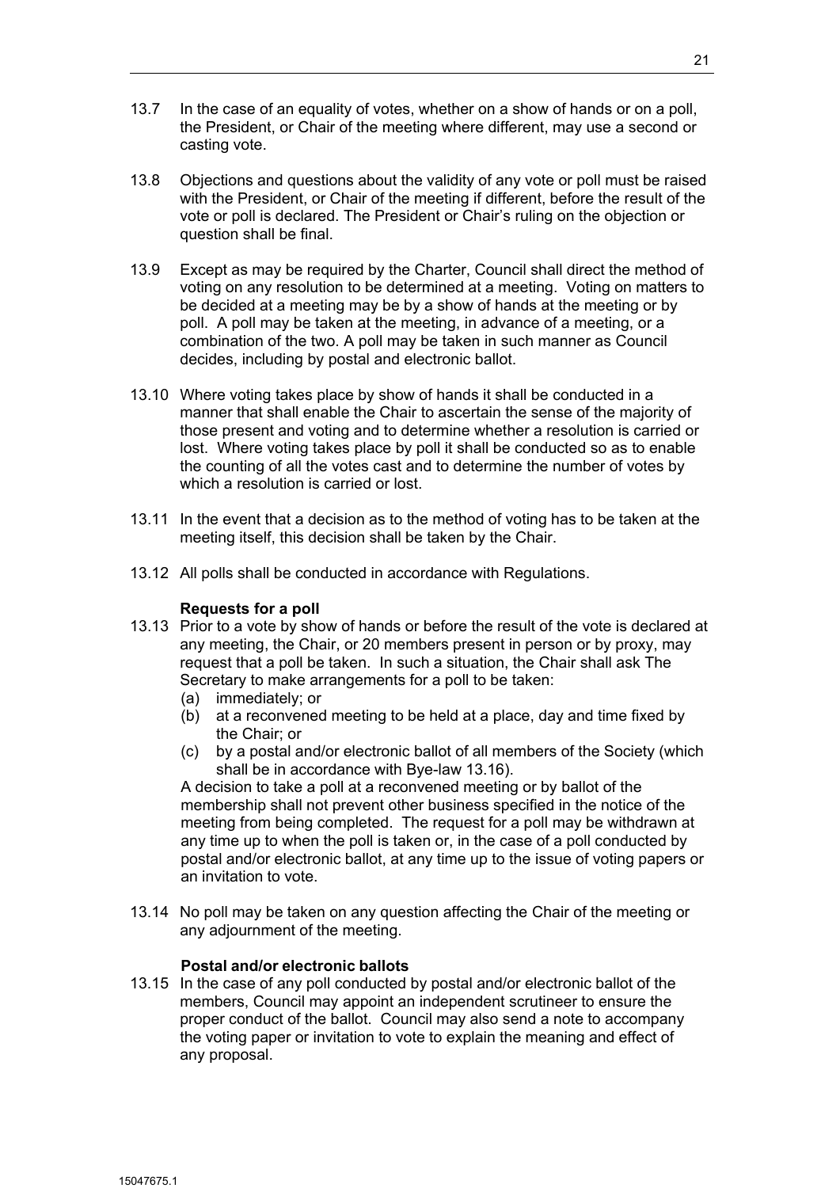13.7 In the case of an equality of votes, whether on a show of hands or on a poll, the President, or Chair of the meeting where different, may use a second or casting vote.

13.8 Objections and questions about the validity of any vote or poll must be raised with the President, or Chair of the meeting if different, before the result of the vote or poll is declared. The President or Chair's ruling on the objection or question shall be final.

13.9 Except as may be required by the Charter, Council shall direct the method of voting on any resolution to be determined at a meeting. Voting on matters to be decided at a meeting may be by a show of hands at the meeting or by poll. A poll may be taken at the meeting, in advance of a meeting, or a combination of the two. A poll may be taken in such manner as Council decides, including by postal and electronic ballot.

13.10 Where voting takes place by show of hands it shall be conducted in a manner that shall enable the Chair to ascertain the sense of the majority of those present and voting and to determine whether a resolution is carried or lost. Where voting takes place by poll it shall be conducted so as to enable the counting of all the votes cast and to determine the number of votes by which a resolution is carried or lost.

13.11 In the event that a decision as to the method of voting has to be taken at the meeting itself, this decision shall be taken by the Chair.

13.12 All polls shall be conducted in accordance with Regulations.

**Requests for a poll**

13.13 Prior to a vote by show of hands or before the result of the vote is declared at any meeting, the Chair, or 20 members present in person or by proxy, may request that a poll be taken. In such a situation, the Chair shall ask The Secretary to make arrangements for a poll to be taken:

(a) immediately; or

(b) at a reconvened meeting to be held at a place, day and time fixed by the Chair; or

(c) by a postal and/or electronic ballot of all members of the Society (which shall be in accordance with Bye-law 13.16).

A decision to take a poll at a reconvened meeting or by ballot of the membership shall not prevent other business specified in the notice of the meeting from being completed. The request for a poll may be withdrawn at any time up to when the poll is taken or, in the case of a poll conducted by postal and/or electronic ballot, at any time up to the issue of voting papers or an invitation to vote.

13.14 No poll may be taken on any question affecting the Chair of the meeting or any adjournment of the meeting.

**Postal and/or electronic ballots**

13.15 In the case of any poll conducted by postal and/or electronic ballot of the members, Council may appoint an independent scrutineer to ensure the proper conduct of the ballot. Council may also send a note to accompany the voting paper or invitation to vote to explain the meaning and effect of any proposal.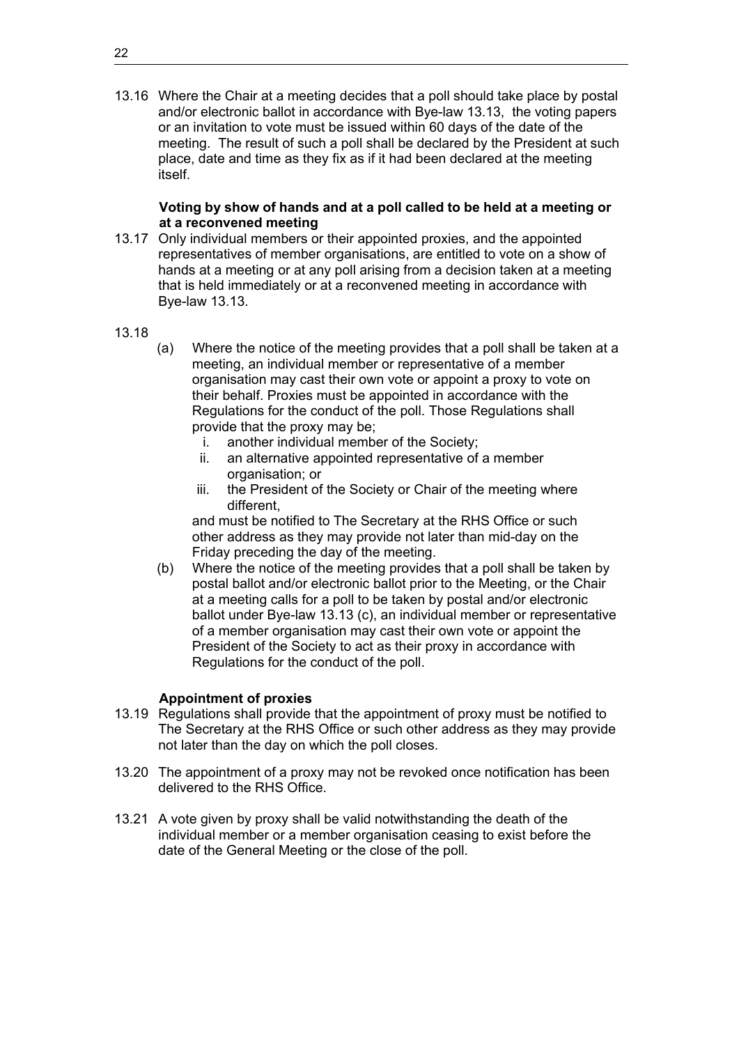13.16 Where the Chair at a meeting decides that a poll should take place by postal and/or electronic ballot in accordance with Bye-law 13.13, the voting papers or an invitation to vote must be issued within 60 days of the date of the meeting. The result of such a poll shall be declared by the President at such place, date and time as they fix as if it had been declared at the meeting itself.

**Voting by show of hands and at a poll called to be held at a meeting or at a reconvened meeting**

13.17 Only individual members or their appointed proxies, and the appointed representatives of member organisations, are entitled to vote on a show of hands at a meeting or at any poll arising from a decision taken at a meeting that is held immediately or at a reconvened meeting in accordance with Bye-law 13.13.

13.18

(a) Where the notice of the meeting provides that a poll shall be taken at a meeting, an individual member or representative of a member organisation may cast their own vote or appoint a proxy to vote on their behalf. Proxies must be appointed in accordance with the Regulations for the conduct of the poll. Those Regulations shall provide that the proxy may be;

   i. another individual member of the Society;
   ii. an alternative appointed representative of a member organisation; or
   iii. the President of the Society or Chair of the meeting where different,

   and must be notified to The Secretary at the RHS Office or such other address as they may provide not later than mid-day on the Friday preceding the day of the meeting.

(b) Where the notice of the meeting provides that a poll shall be taken by postal ballot and/or electronic ballot prior to the Meeting, or the Chair at a meeting calls for a poll to be taken by postal and/or electronic ballot under Bye-law 13.13 (c), an individual member or representative of a member organisation may cast their own vote or appoint the President of the Society to act as their proxy in accordance with Regulations for the conduct of the poll.

**Appointment of proxies**

13.19 Regulations shall provide that the appointment of proxy must be notified to The Secretary at the RHS Office or such other address as they may provide not later than the day on which the poll closes.

13.20 The appointment of a proxy may not be revoked once notification has been delivered to the RHS Office.

13.21 A vote given by proxy shall be valid notwithstanding the death of the individual member or a member organisation ceasing to exist before the date of the General Meeting or the close of the poll.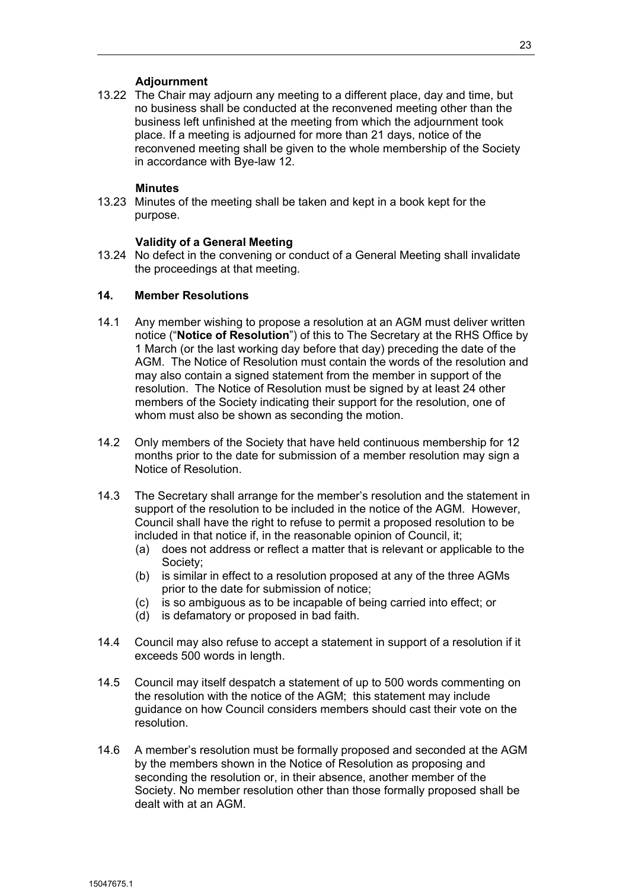**Adjournment**

13.22 The Chair may adjourn any meeting to a different place, day and time, but no business shall be conducted at the reconvened meeting other than the business left unfinished at the meeting from which the adjournment took place. If a meeting is adjourned for more than 21 days, notice of the reconvened meeting shall be given to the whole membership of the Society in accordance with Bye-law 12.

**Minutes**

13.23 Minutes of the meeting shall be taken and kept in a book kept for the purpose.

**Validity of a General Meeting**

13.24 No defect in the convening or conduct of a General Meeting shall invalidate the proceedings at that meeting.

## 14. Member Resolutions

14.1 Any member wishing to propose a resolution at an AGM must deliver written notice ("**Notice of Resolution**") of this to The Secretary at the RHS Office by 1 March (or the last working day before that day) preceding the date of the AGM. The Notice of Resolution must contain the words of the resolution and may also contain a signed statement from the member in support of the resolution. The Notice of Resolution must be signed by at least 24 other members of the Society indicating their support for the resolution, one of whom must also be shown as seconding the motion.

14.2 Only members of the Society that have held continuous membership for 12 months prior to the date for submission of a member resolution may sign a Notice of Resolution.

14.3 The Secretary shall arrange for the member's resolution and the statement in support of the resolution to be included in the notice of the AGM. However, Council shall have the right to refuse to permit a proposed resolution to be included in that notice if, in the reasonable opinion of Council, it;

(a) does not address or reflect a matter that is relevant or applicable to the Society;
(b) is similar in effect to a resolution proposed at any of the three AGMs prior to the date for submission of notice;
(c) is so ambiguous as to be incapable of being carried into effect; or
(d) is defamatory or proposed in bad faith.

14.4 Council may also refuse to accept a statement in support of a resolution if it exceeds 500 words in length.

14.5 Council may itself despatch a statement of up to 500 words commenting on the resolution with the notice of the AGM; this statement may include guidance on how Council considers members should cast their vote on the resolution.

14.6 A member's resolution must be formally proposed and seconded at the AGM by the members shown in the Notice of Resolution as proposing and seconding the resolution or, in their absence, another member of the Society. No member resolution other than those formally proposed shall be dealt with at an AGM.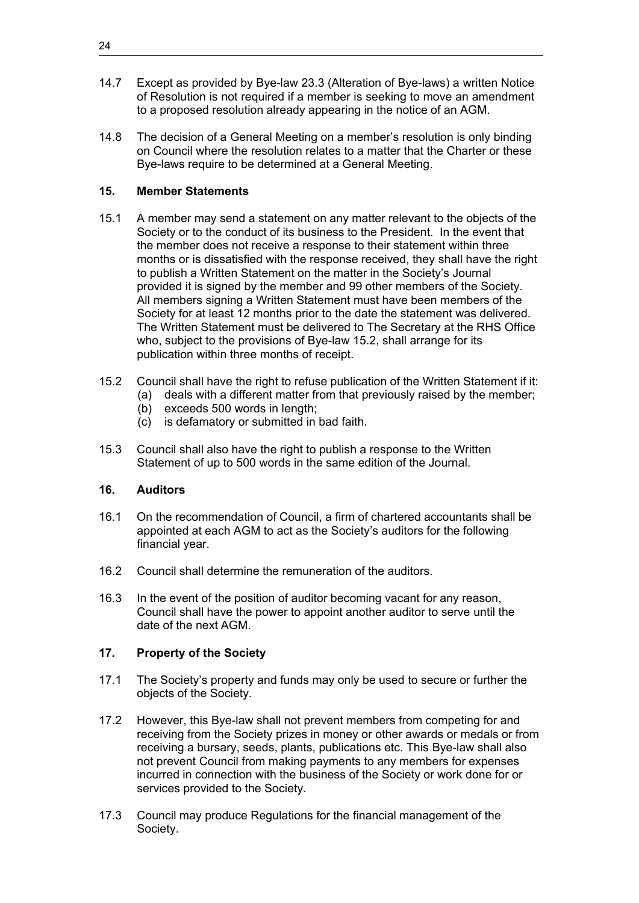14.7 Except as provided by Bye-law 23.3 (Alteration of Bye-laws) a written Notice of Resolution is not required if a member is seeking to move an amendment to a proposed resolution already appearing in the notice of an AGM.

14.8 The decision of a General Meeting on a member's resolution is only binding on Council where the resolution relates to a matter that the Charter or these Bye-laws require to be determined at a General Meeting.

**15. Member Statements**

15.1 A member may send a statement on any matter relevant to the objects of the Society or to the conduct of its business to the President. In the event that the member does not receive a response to their statement within three months or is dissatisfied with the response received, they shall have the right to publish a Written Statement on the matter in the Society's Journal provided it is signed by the member and 99 other members of the Society. All members signing a Written Statement must have been members of the Society for at least 12 months prior to the date the statement was delivered. The Written Statement must be delivered to The Secretary at the RHS Office who, subject to the provisions of Bye-law 15.2, shall arrange for its publication within three months of receipt.

15.2 Council shall have the right to refuse publication of the Written Statement if it:
- (a) deals with a different matter from that previously raised by the member;
- (b) exceeds 500 words in length;
- (c) is defamatory or submitted in bad faith.

15.3 Council shall also have the right to publish a response to the Written Statement of up to 500 words in the same edition of the Journal.

**16. Auditors**

16.1 On the recommendation of Council, a firm of chartered accountants shall be appointed at each AGM to act as the Society's auditors for the following financial year.

16.2 Council shall determine the remuneration of the auditors.

16.3 In the event of the position of auditor becoming vacant for any reason, Council shall have the power to appoint another auditor to serve until the date of the next AGM.

**17. Property of the Society**

17.1 The Society's property and funds may only be used to secure or further the objects of the Society.

17.2 However, this Bye-law shall not prevent members from competing for and receiving from the Society prizes in money or other awards or medals or from receiving a bursary, seeds, plants, publications etc. This Bye-law shall also not prevent Council from making payments to any members for expenses incurred in connection with the business of the Society or work done for or services provided to the Society.

17.3 Council may produce Regulations for the financial management of the Society.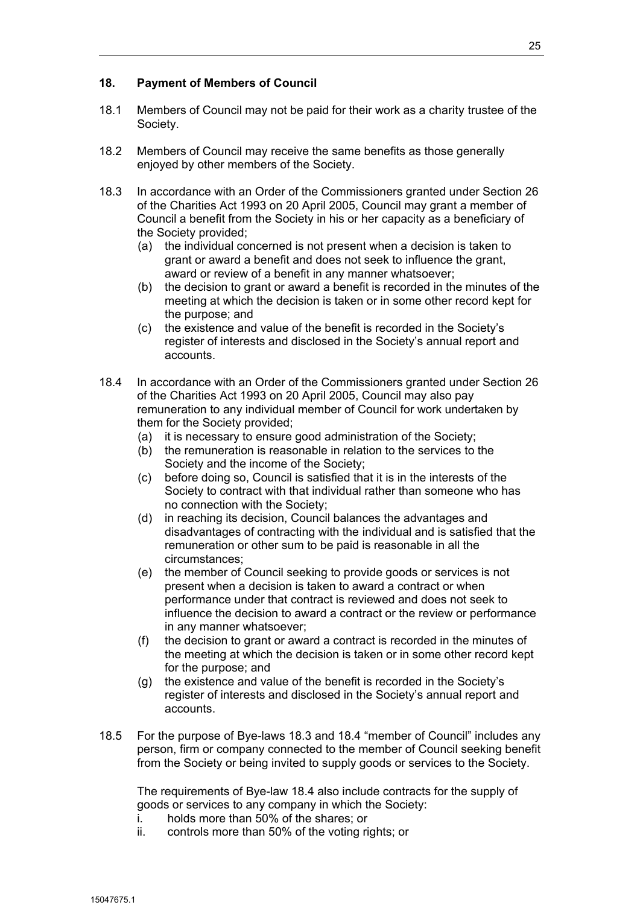## 18. Payment of Members of Council

18.1 Members of Council may not be paid for their work as a charity trustee of the Society.

18.2 Members of Council may receive the same benefits as those generally enjoyed by other members of the Society.

18.3 In accordance with an Order of the Commissioners granted under Section 26 of the Charities Act 1993 on 20 April 2005, Council may grant a member of Council a benefit from the Society in his or her capacity as a beneficiary of the Society provided;

(a) the individual concerned is not present when a decision is taken to grant or award a benefit and does not seek to influence the grant, award or review of a benefit in any manner whatsoever;

(b) the decision to grant or award a benefit is recorded in the minutes of the meeting at which the decision is taken or in some other record kept for the purpose; and

(c) the existence and value of the benefit is recorded in the Society's register of interests and disclosed in the Society's annual report and accounts.

18.4 In accordance with an Order of the Commissioners granted under Section 26 of the Charities Act 1993 on 20 April 2005, Council may also pay remuneration to any individual member of Council for work undertaken by them for the Society provided;

(a) it is necessary to ensure good administration of the Society;

(b) the remuneration is reasonable in relation to the services to the Society and the income of the Society;

(c) before doing so, Council is satisfied that it is in the interests of the Society to contract with that individual rather than someone who has no connection with the Society;

(d) in reaching its decision, Council balances the advantages and disadvantages of contracting with the individual and is satisfied that the remuneration or other sum to be paid is reasonable in all the circumstances;

(e) the member of Council seeking to provide goods or services is not present when a decision is taken to award a contract or when performance under that contract is reviewed and does not seek to influence the decision to award a contract or the review or performance in any manner whatsoever;

(f) the decision to grant or award a contract is recorded in the minutes of the meeting at which the decision is taken or in some other record kept for the purpose; and

(g) the existence and value of the benefit is recorded in the Society's register of interests and disclosed in the Society's annual report and accounts.

18.5 For the purpose of Bye-laws 18.3 and 18.4 "member of Council" includes any person, firm or company connected to the member of Council seeking benefit from the Society or being invited to supply goods or services to the Society.

The requirements of Bye-law 18.4 also include contracts for the supply of goods or services to any company in which the Society:

i. holds more than 50% of the shares; or

ii. controls more than 50% of the voting rights; or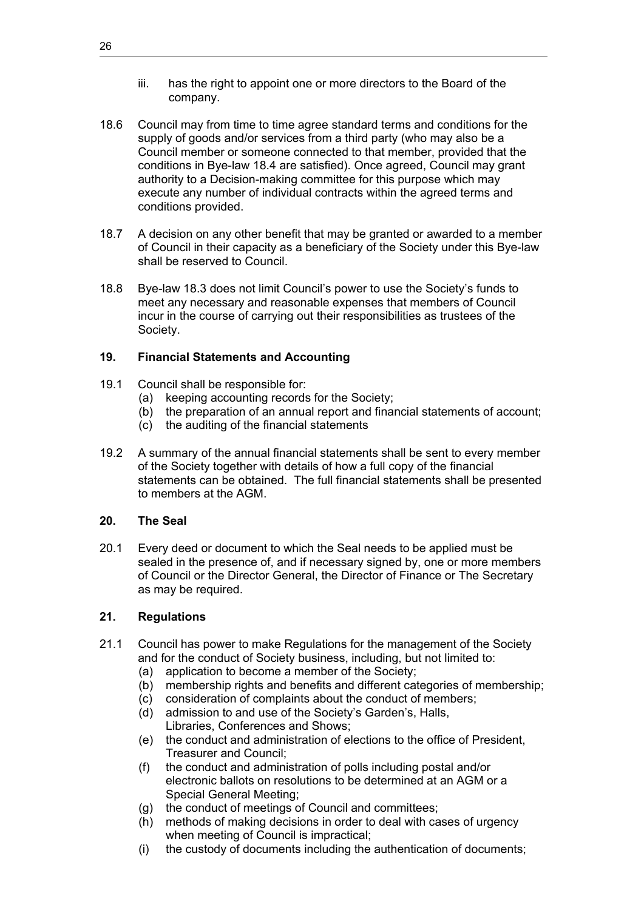iii. has the right to appoint one or more directors to the Board of the company.

18.6 Council may from time to time agree standard terms and conditions for the supply of goods and/or services from a third party (who may also be a Council member or someone connected to that member, provided that the conditions in Bye-law 18.4 are satisfied). Once agreed, Council may grant authority to a Decision-making committee for this purpose which may execute any number of individual contracts within the agreed terms and conditions provided.

18.7 A decision on any other benefit that may be granted or awarded to a member of Council in their capacity as a beneficiary of the Society under this Bye-law shall be reserved to Council.

18.8 Bye-law 18.3 does not limit Council's power to use the Society's funds to meet any necessary and reasonable expenses that members of Council incur in the course of carrying out their responsibilities as trustees of the Society.

## 19. Financial Statements and Accounting

19.1 Council shall be responsible for:
- (a) keeping accounting records for the Society;
- (b) the preparation of an annual report and financial statements of account;
- (c) the auditing of the financial statements

19.2 A summary of the annual financial statements shall be sent to every member of the Society together with details of how a full copy of the financial statements can be obtained. The full financial statements shall be presented to members at the AGM.

## 20. The Seal

20.1 Every deed or document to which the Seal needs to be applied must be sealed in the presence of, and if necessary signed by, one or more members of Council or the Director General, the Director of Finance or The Secretary as may be required.

## 21. Regulations

21.1 Council has power to make Regulations for the management of the Society and for the conduct of Society business, including, but not limited to:
- (a) application to become a member of the Society;
- (b) membership rights and benefits and different categories of membership;
- (c) consideration of complaints about the conduct of members;
- (d) admission to and use of the Society's Garden's, Halls, Libraries, Conferences and Shows;
- (e) the conduct and administration of elections to the office of President, Treasurer and Council;
- (f) the conduct and administration of polls including postal and/or electronic ballots on resolutions to be determined at an AGM or a Special General Meeting;
- (g) the conduct of meetings of Council and committees;
- (h) methods of making decisions in order to deal with cases of urgency when meeting of Council is impractical;
- (i) the custody of documents including the authentication of documents;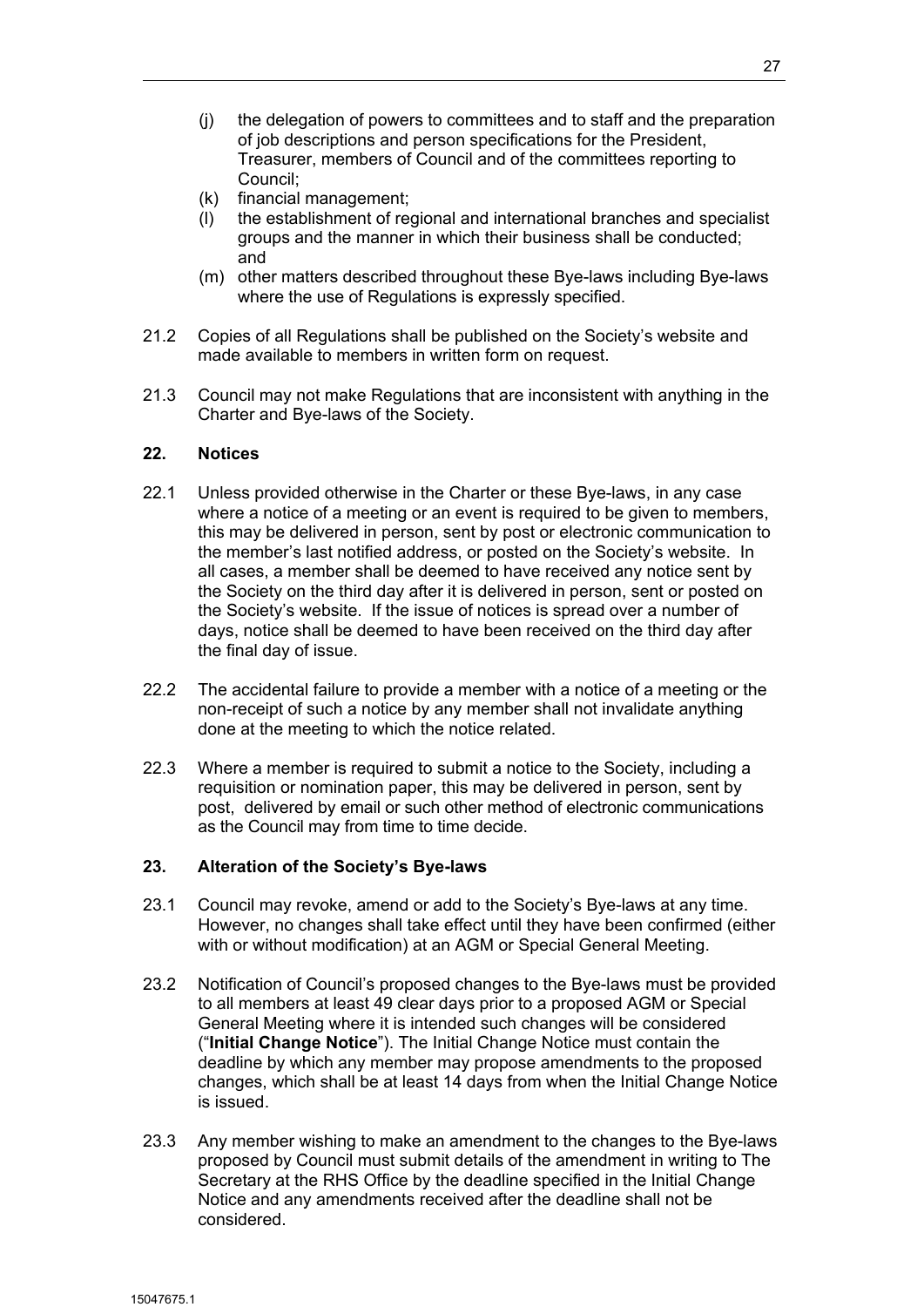(j) the delegation of powers to committees and to staff and the preparation of job descriptions and person specifications for the President, Treasurer, members of Council and of the committees reporting to Council;

(k) financial management;

(l) the establishment of regional and international branches and specialist groups and the manner in which their business shall be conducted; and

(m) other matters described throughout these Bye-laws including Bye-laws where the use of Regulations is expressly specified.

21.2 Copies of all Regulations shall be published on the Society's website and made available to members in written form on request.

21.3 Council may not make Regulations that are inconsistent with anything in the Charter and Bye-laws of the Society.

## 22. Notices

22.1 Unless provided otherwise in the Charter or these Bye-laws, in any case where a notice of a meeting or an event is required to be given to members, this may be delivered in person, sent by post or electronic communication to the member's last notified address, or posted on the Society's website. In all cases, a member shall be deemed to have received any notice sent by the Society on the third day after it is delivered in person, sent or posted on the Society's website. If the issue of notices is spread over a number of days, notice shall be deemed to have been received on the third day after the final day of issue.

22.2 The accidental failure to provide a member with a notice of a meeting or the non-receipt of such a notice by any member shall not invalidate anything done at the meeting to which the notice related.

22.3 Where a member is required to submit a notice to the Society, including a requisition or nomination paper, this may be delivered in person, sent by post, delivered by email or such other method of electronic communications as the Council may from time to time decide.

## 23. Alteration of the Society's Bye-laws

23.1 Council may revoke, amend or add to the Society's Bye-laws at any time. However, no changes shall take effect until they have been confirmed (either with or without modification) at an AGM or Special General Meeting.

23.2 Notification of Council's proposed changes to the Bye-laws must be provided to all members at least 49 clear days prior to a proposed AGM or Special General Meeting where it is intended such changes will be considered ("**Initial Change Notice**"). The Initial Change Notice must contain the deadline by which any member may propose amendments to the proposed changes, which shall be at least 14 days from when the Initial Change Notice is issued.

23.3 Any member wishing to make an amendment to the changes to the Bye-laws proposed by Council must submit details of the amendment in writing to The Secretary at the RHS Office by the deadline specified in the Initial Change Notice and any amendments received after the deadline shall not be considered.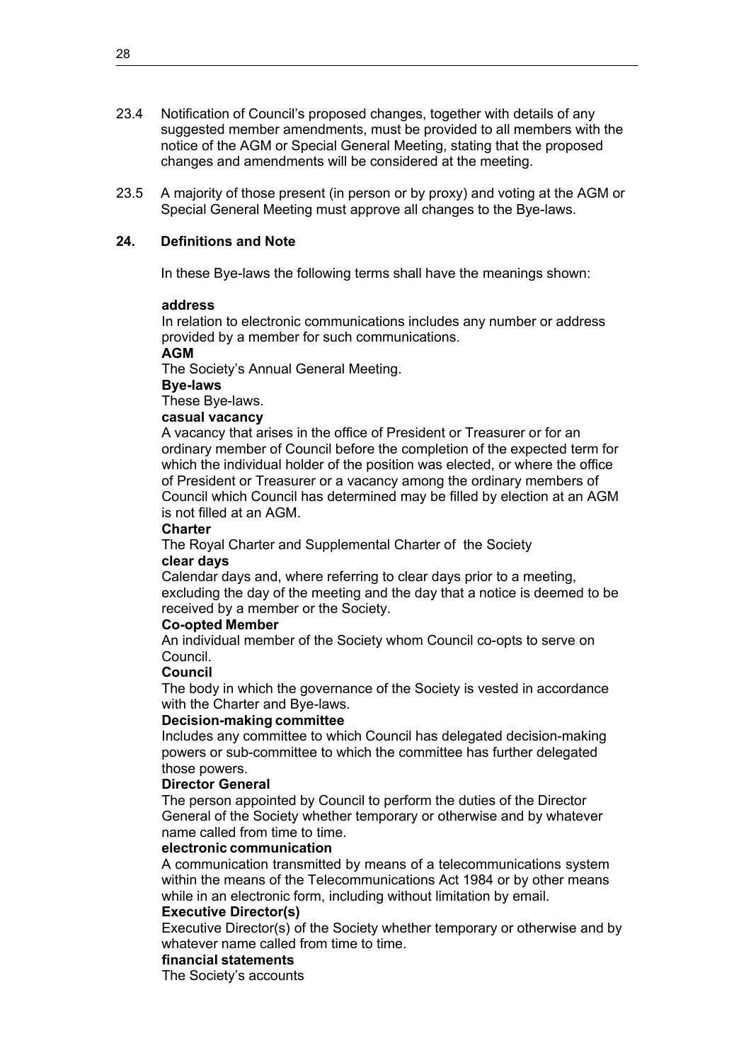23.4 Notification of Council's proposed changes, together with details of any suggested member amendments, must be provided to all members with the notice of the AGM or Special General Meeting, stating that the proposed changes and amendments will be considered at the meeting.

23.5 A majority of those present (in person or by proxy) and voting at the AGM or Special General Meeting must approve all changes to the Bye-laws.

## 24. Definitions and Note

In these Bye-laws the following terms shall have the meanings shown:

**address**
In relation to electronic communications includes any number or address provided by a member for such communications.

**AGM**
The Society's Annual General Meeting.

**Bye-laws**
These Bye-laws.

**casual vacancy**
A vacancy that arises in the office of President or Treasurer or for an ordinary member of Council before the completion of the expected term for which the individual holder of the position was elected, or where the office of President or Treasurer or a vacancy among the ordinary members of Council which Council has determined may be filled by election at an AGM is not filled at an AGM.

**Charter**
The Royal Charter and Supplemental Charter of the Society

**clear days**
Calendar days and, where referring to clear days prior to a meeting, excluding the day of the meeting and the day that a notice is deemed to be received by a member or the Society.

**Co-opted Member**
An individual member of the Society whom Council co-opts to serve on Council.

**Council**
The body in which the governance of the Society is vested in accordance with the Charter and Bye-laws.

**Decision-making committee**
Includes any committee to which Council has delegated decision-making powers or sub-committee to which the committee has further delegated those powers.

**Director General**
The person appointed by Council to perform the duties of the Director General of the Society whether temporary or otherwise and by whatever name called from time to time.

**electronic communication**
A communication transmitted by means of a telecommunications system within the means of the Telecommunications Act 1984 or by other means while in an electronic form, including without limitation by email.

**Executive Director(s)**
Executive Director(s) of the Society whether temporary or otherwise and by whatever name called from time to time.

**financial statements**
The Society's accounts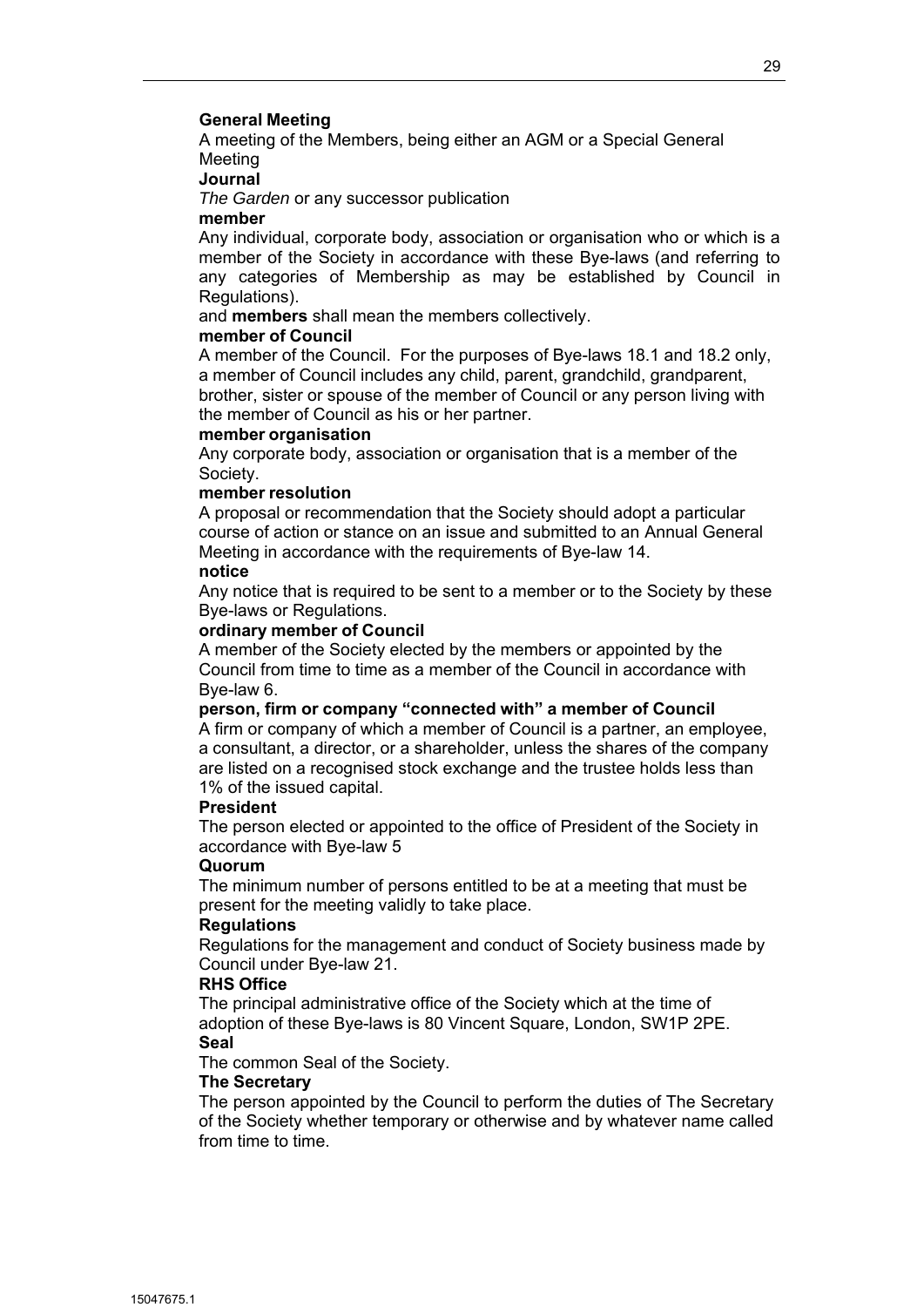**General Meeting**

A meeting of the Members, being either an AGM or a Special General Meeting

**Journal**

*The Garden* or any successor publication

**member**

Any individual, corporate body, association or organisation who or which is a member of the Society in accordance with these Bye-laws (and referring to any categories of Membership as may be established by Council in Regulations).

and **members** shall mean the members collectively.

**member of Council**

A member of the Council. For the purposes of Bye-laws 18.1 and 18.2 only, a member of Council includes any child, parent, grandchild, grandparent, brother, sister or spouse of the member of Council or any person living with the member of Council as his or her partner.

**member organisation**

Any corporate body, association or organisation that is a member of the Society.

**member resolution**

A proposal or recommendation that the Society should adopt a particular course of action or stance on an issue and submitted to an Annual General Meeting in accordance with the requirements of Bye-law 14.

**notice**

Any notice that is required to be sent to a member or to the Society by these Bye-laws or Regulations.

**ordinary member of Council**

A member of the Society elected by the members or appointed by the Council from time to time as a member of the Council in accordance with Bye-law 6.

**person, firm or company "connected with" a member of Council**

A firm or company of which a member of Council is a partner, an employee, a consultant, a director, or a shareholder, unless the shares of the company are listed on a recognised stock exchange and the trustee holds less than 1% of the issued capital.

**President**

The person elected or appointed to the office of President of the Society in accordance with Bye-law 5

**Quorum**

The minimum number of persons entitled to be at a meeting that must be present for the meeting validly to take place.

**Regulations**

Regulations for the management and conduct of Society business made by Council under Bye-law 21.

**RHS Office**

The principal administrative office of the Society which at the time of adoption of these Bye-laws is 80 Vincent Square, London, SW1P 2PE.

**Seal**

The common Seal of the Society.

**The Secretary**

The person appointed by the Council to perform the duties of The Secretary of the Society whether temporary or otherwise and by whatever name called from time to time.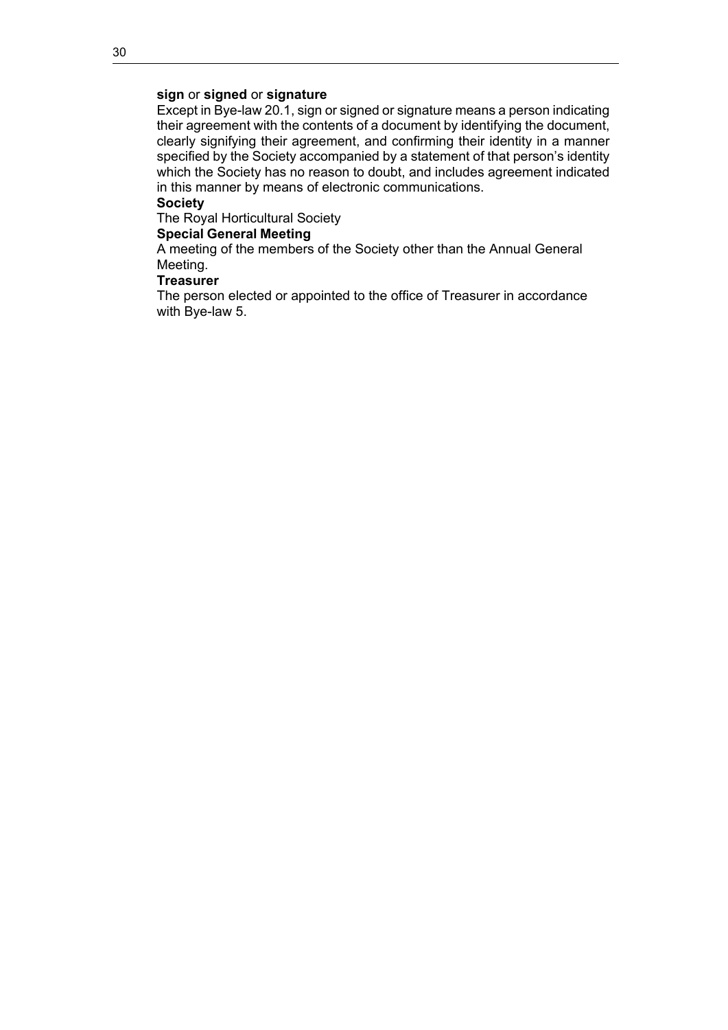**sign** or **signed** or **signature**

Except in Bye-law 20.1, sign or signed or signature means a person indicating their agreement with the contents of a document by identifying the document, clearly signifying their agreement, and confirming their identity in a manner specified by the Society accompanied by a statement of that person's identity which the Society has no reason to doubt, and includes agreement indicated in this manner by means of electronic communications.

**Society**

The Royal Horticultural Society

**Special General Meeting**

A meeting of the members of the Society other than the Annual General Meeting.

**Treasurer**

The person elected or appointed to the office of Treasurer in accordance with Bye-law 5.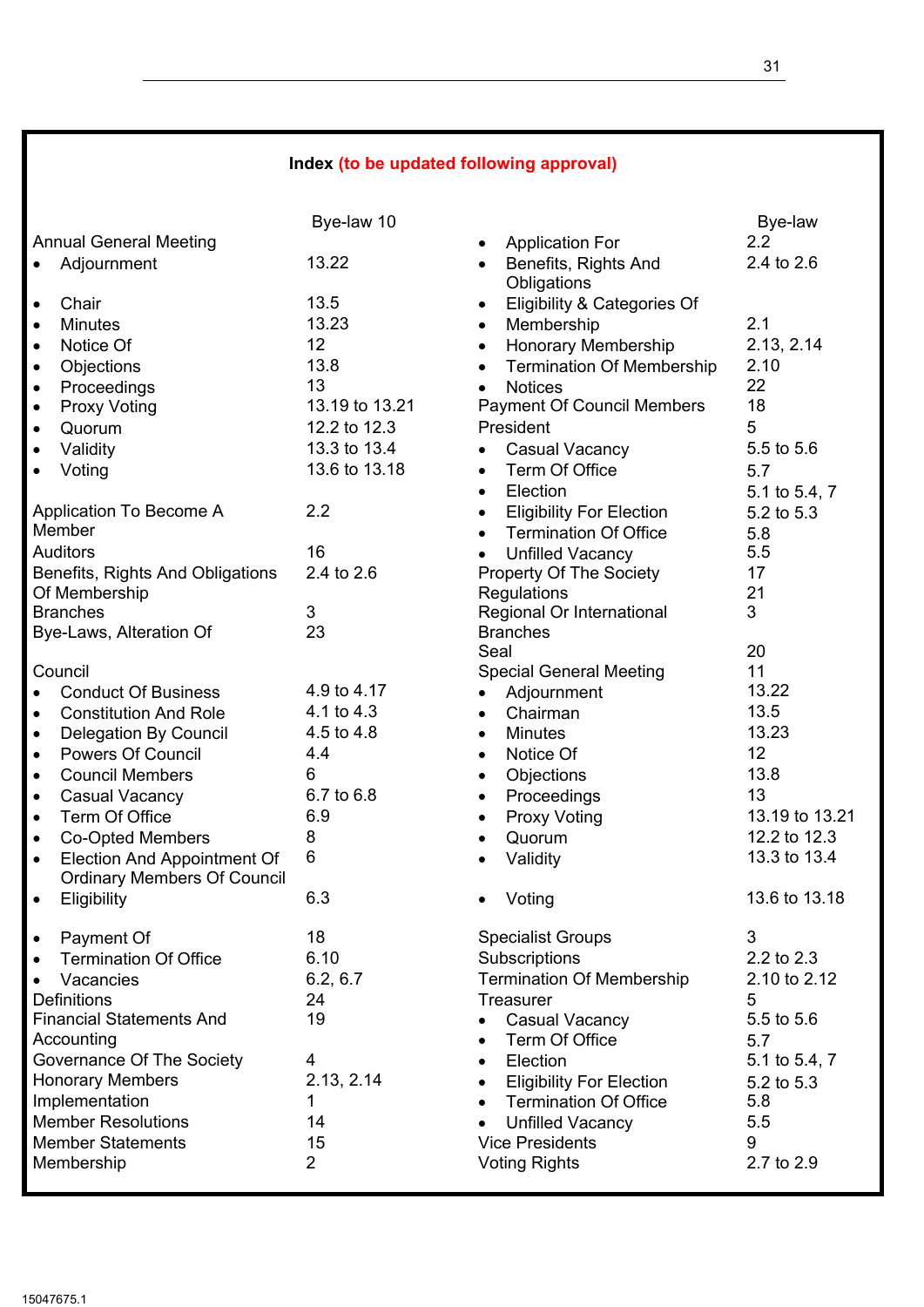**Index (to be updated following approval)**

| | Bye-law 10 |
|---|---|
| Annual General Meeting | |
| • Adjournment | 13.22 |
| • Chair | 13.5 |
| • Minutes | 13.23 |
| • Notice Of | 12 |
| • Objections | 13.8 |
| • Proceedings | 13 |
| • Proxy Voting | 13.19 to 13.21 |
| • Quorum | 12.2 to 12.3 |
| • Validity | 13.3 to 13.4 |
| • Voting | 13.6 to 13.18 |
| Application To Become A Member | 2.2 |
| Auditors | 16 |
| Benefits, Rights And Obligations Of Membership | 2.4 to 2.6 |
| Branches | 3 |
| Bye-Laws, Alteration Of | 23 |
| Council | |
| • Conduct Of Business | 4.9 to 4.17 |
| • Constitution And Role | 4.1 to 4.3 |
| • Delegation By Council | 4.5 to 4.8 |
| • Powers Of Council | 4.4 |
| • Council Members | 6 |
| • Casual Vacancy | 6.7 to 6.8 |
| • Term Of Office | 6.9 |
| • Co-Opted Members | 8 |
| • Election And Appointment Of Ordinary Members Of Council | 6 |
| • Eligibility | 6.3 |
| • Payment Of | 18 |
| • Termination Of Office | 6.10 |
| • Vacancies | 6.2, 6.7 |
| Definitions | 24 |
| Financial Statements And Accounting | 19 |
| Governance Of The Society | 4 |
| Honorary Members | 2.13, 2.14 |
| Implementation | 1 |
| Member Resolutions | 14 |
| Member Statements | 15 |
| Membership | 2 |

| | Bye-law |
|---|---|
| • Application For | 2.2 |
| • Benefits, Rights And Obligations | 2.4 to 2.6 |
| • Eligibility & Categories Of Membership | 2.1 |
| • Honorary Membership | 2.13, 2.14 |
| • Termination Of Membership | 2.10 |
| • Notices | 22 |
| Payment Of Council Members | 18 |
| President | 5 |
| • Casual Vacancy | 5.5 to 5.6 |
| • Term Of Office | 5.7 |
| • Election | 5.1 to 5.4, 7 |
| • Eligibility For Election | 5.2 to 5.3 |
| • Termination Of Office | 5.8 |
| • Unfilled Vacancy | 5.5 |
| Property Of The Society | 17 |
| Regulations | 21 |
| Regional Or International Branches | 3 |
| Seal | 20 |
| Special General Meeting | 11 |
| • Adjournment | 13.22 |
| • Chairman | 13.5 |
| • Minutes | 13.23 |
| • Notice Of | 12 |
| • Objections | 13.8 |
| • Proceedings | 13 |
| • Proxy Voting | 13.19 to 13.21 |
| • Quorum | 12.2 to 12.3 |
| • Validity | 13.3 to 13.4 |
| • Voting | 13.6 to 13.18 |
| Specialist Groups | 3 |
| Subscriptions | 2.2 to 2.3 |
| Termination Of Membership | 2.10 to 2.12 |
| Treasurer | 5 |
| • Casual Vacancy | 5.5 to 5.6 |
| • Term Of Office | 5.7 |
| • Election | 5.1 to 5.4, 7 |
| • Eligibility For Election | 5.2 to 5.3 |
| • Termination Of Office | 5.8 |
| • Unfilled Vacancy | 5.5 |
| Vice Presidents | 9 |
| Voting Rights | 2.7 to 2.9 |

15047675.1